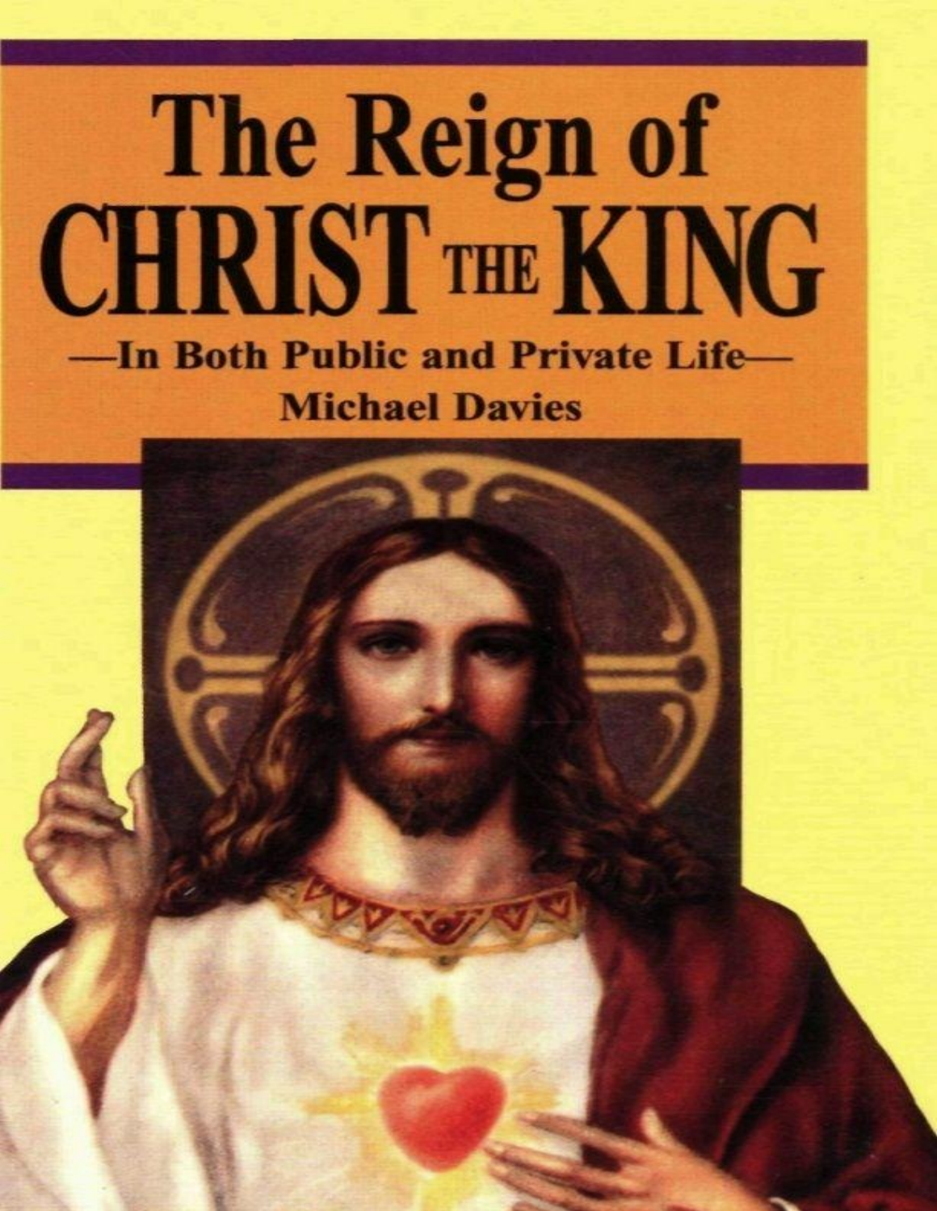# The Reign of CHRIST THE KING

## —In Both Public and Private Life—

**Michael Davies**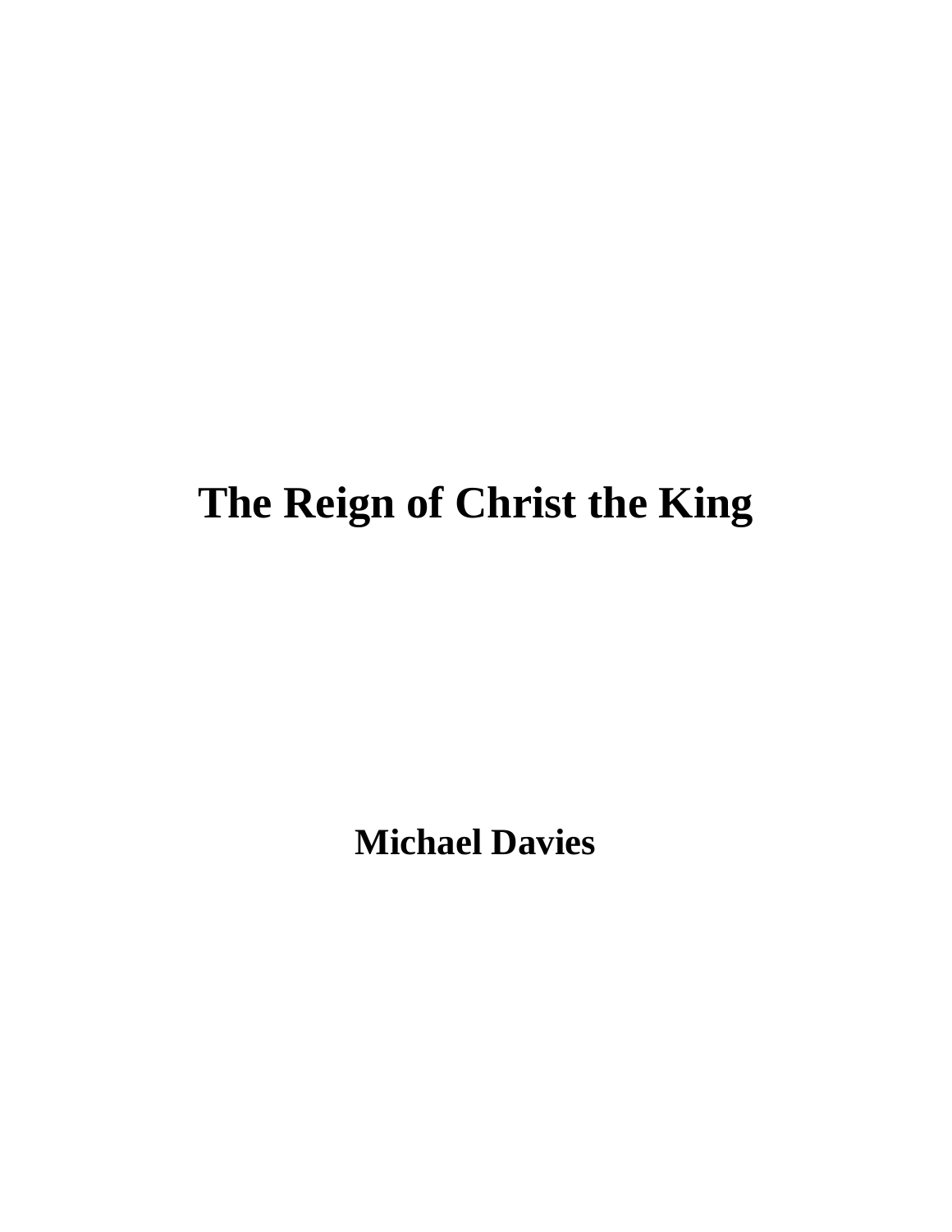# The Reign of Christ the King

**Michael Davies**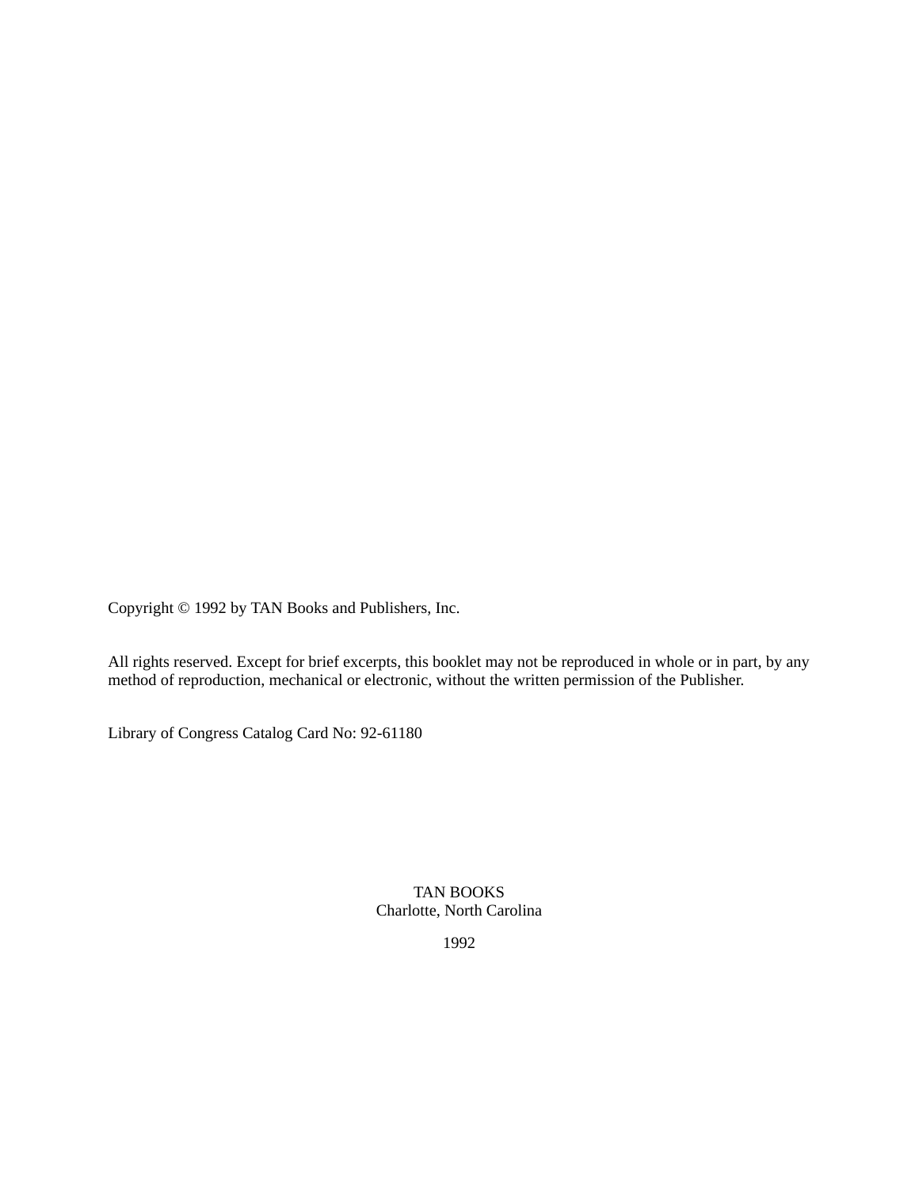Copyright © 1992 by TAN Books and Publishers, Inc.

All rights reserved. Except for brief excerpts, this booklet may not be reproduced in whole or in part, by any method of reproduction, mechanical or electronic, without the written permission of the Publisher.

Library of Congress Catalog Card No: 92-61180

TAN BOOKS
Charlotte, North Carolina

1992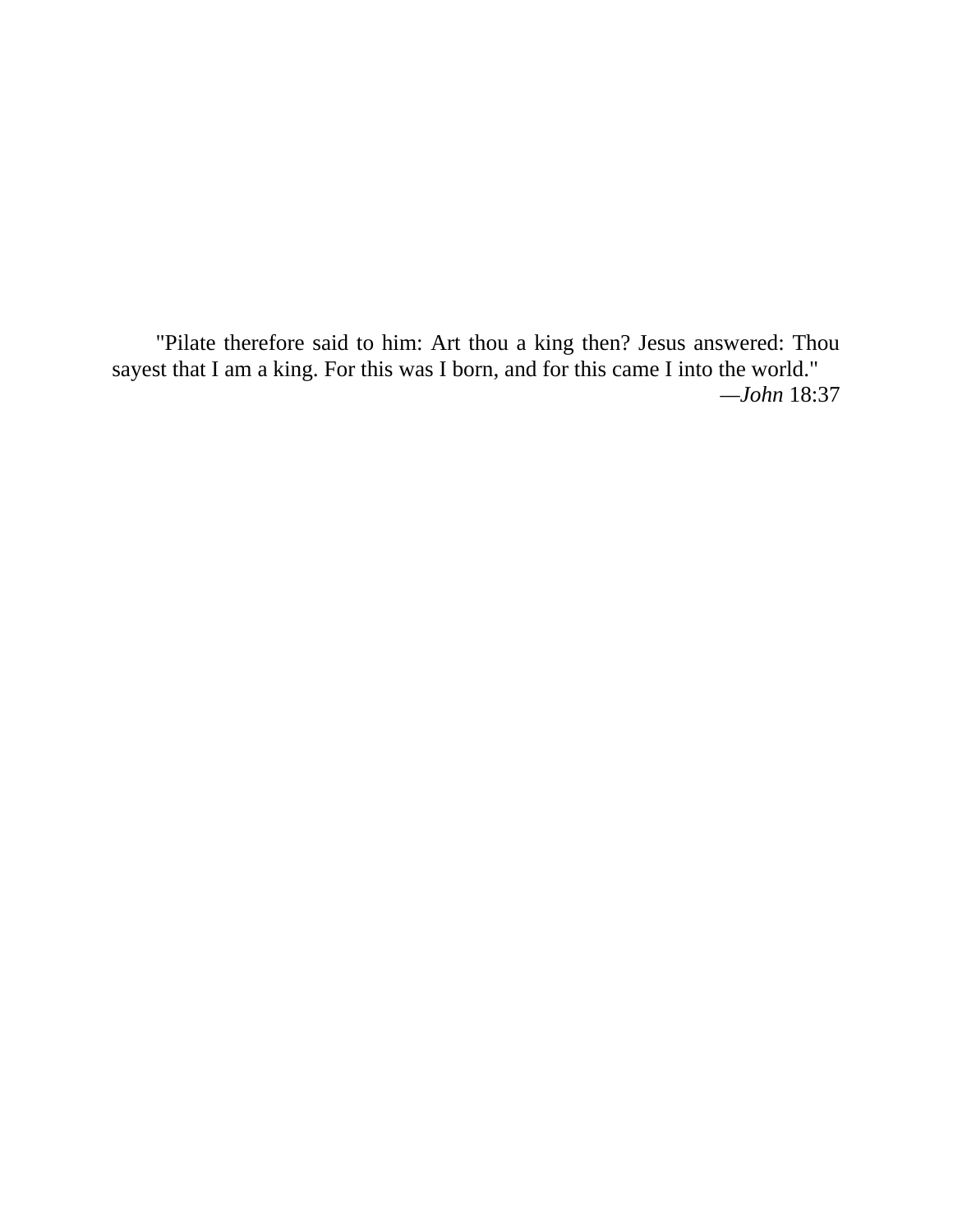"Pilate therefore said to him: Art thou a king then? Jesus answered: Thou sayest that I am a king. For this was I born, and for this came I into the world."

—*John* 18:37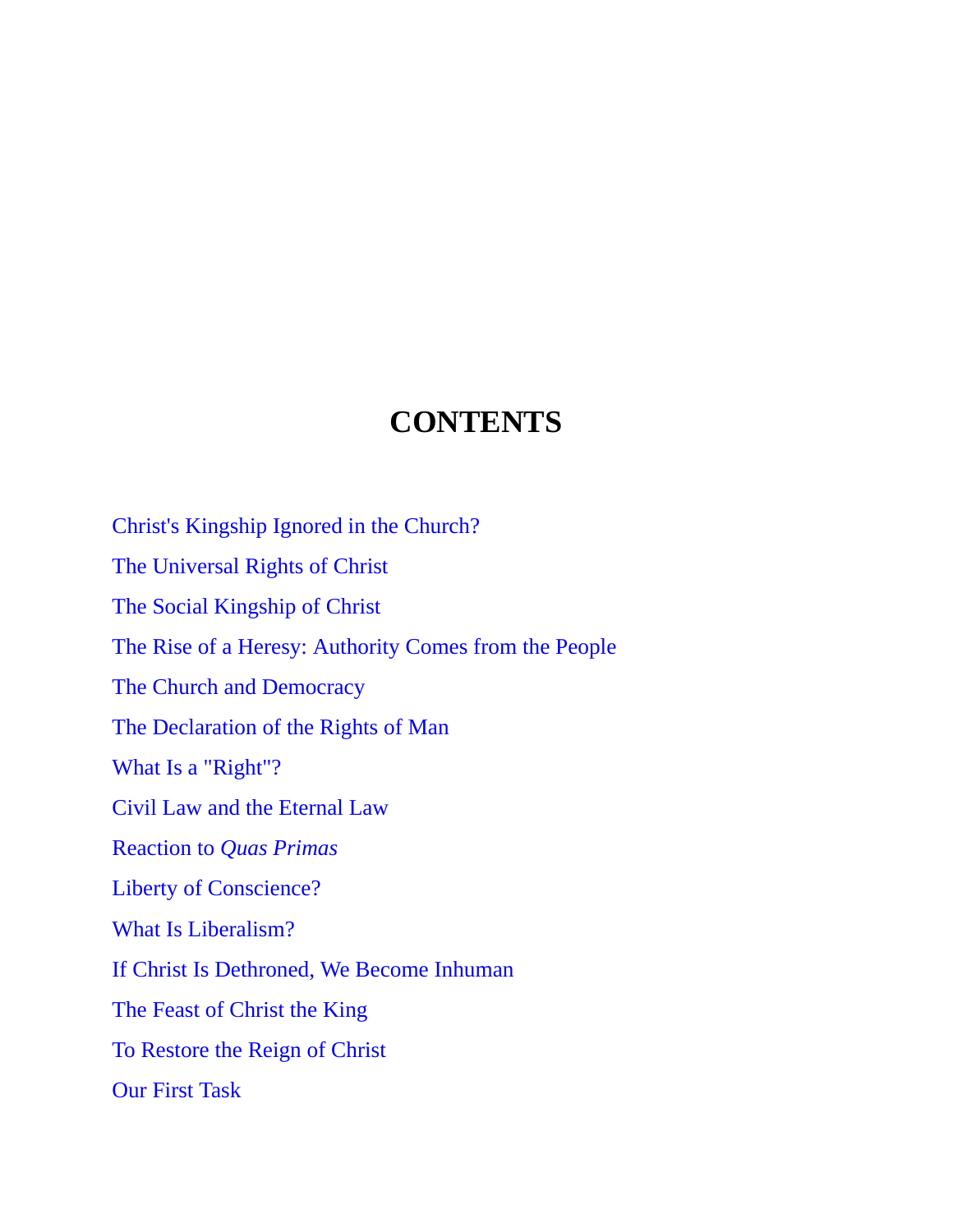# CONTENTS

Christ's Kingship Ignored in the Church?

The Universal Rights of Christ

The Social Kingship of Christ

The Rise of a Heresy: Authority Comes from the People

The Church and Democracy

The Declaration of the Rights of Man

What Is a "Right"?

Civil Law and the Eternal Law

Reaction to *Quas Primas*

Liberty of Conscience?

What Is Liberalism?

If Christ Is Dethroned, We Become Inhuman

The Feast of Christ the King

To Restore the Reign of Christ

Our First Task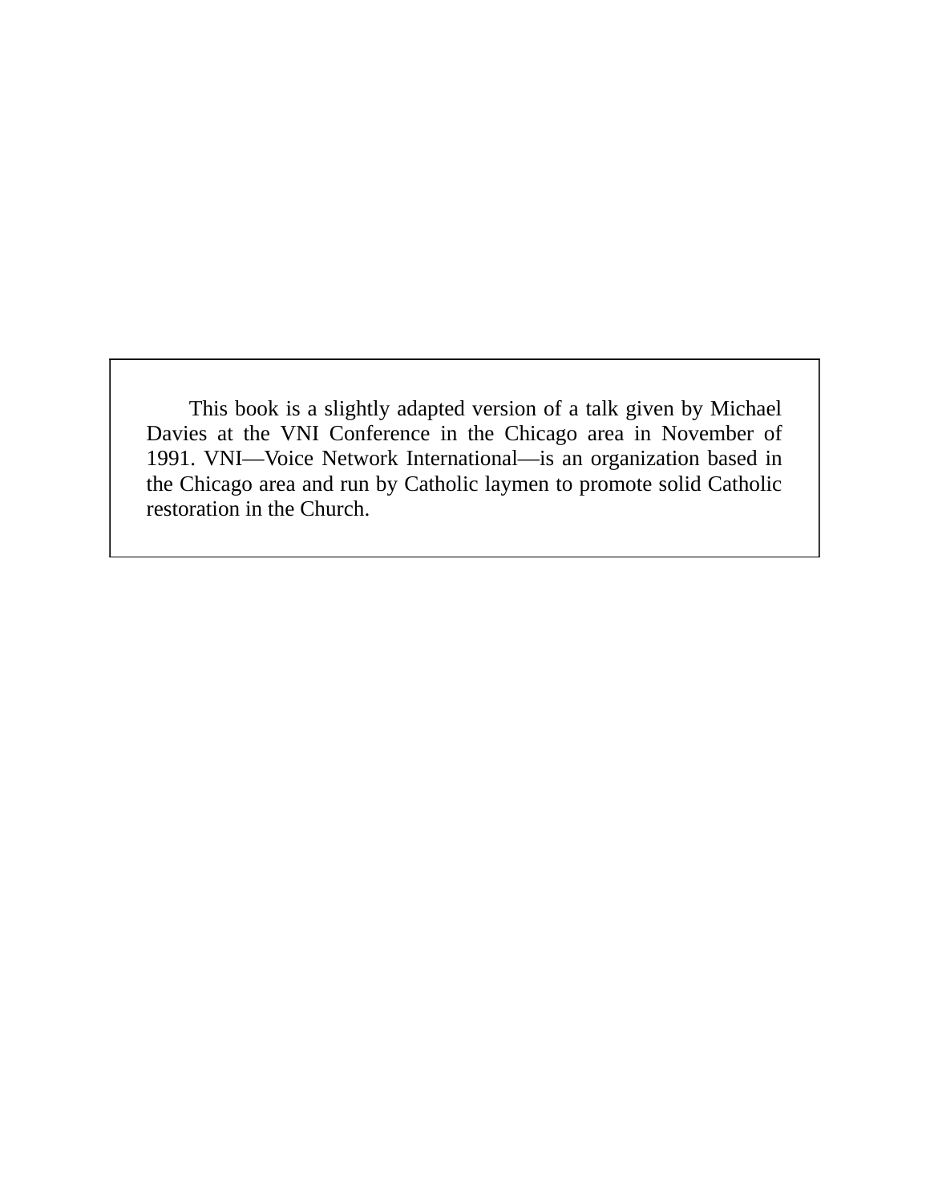This book is a slightly adapted version of a talk given by Michael Davies at the VNI Conference in the Chicago area in November of 1991. VNI—Voice Network International—is an organization based in the Chicago area and run by Catholic laymen to promote solid Catholic restoration in the Church.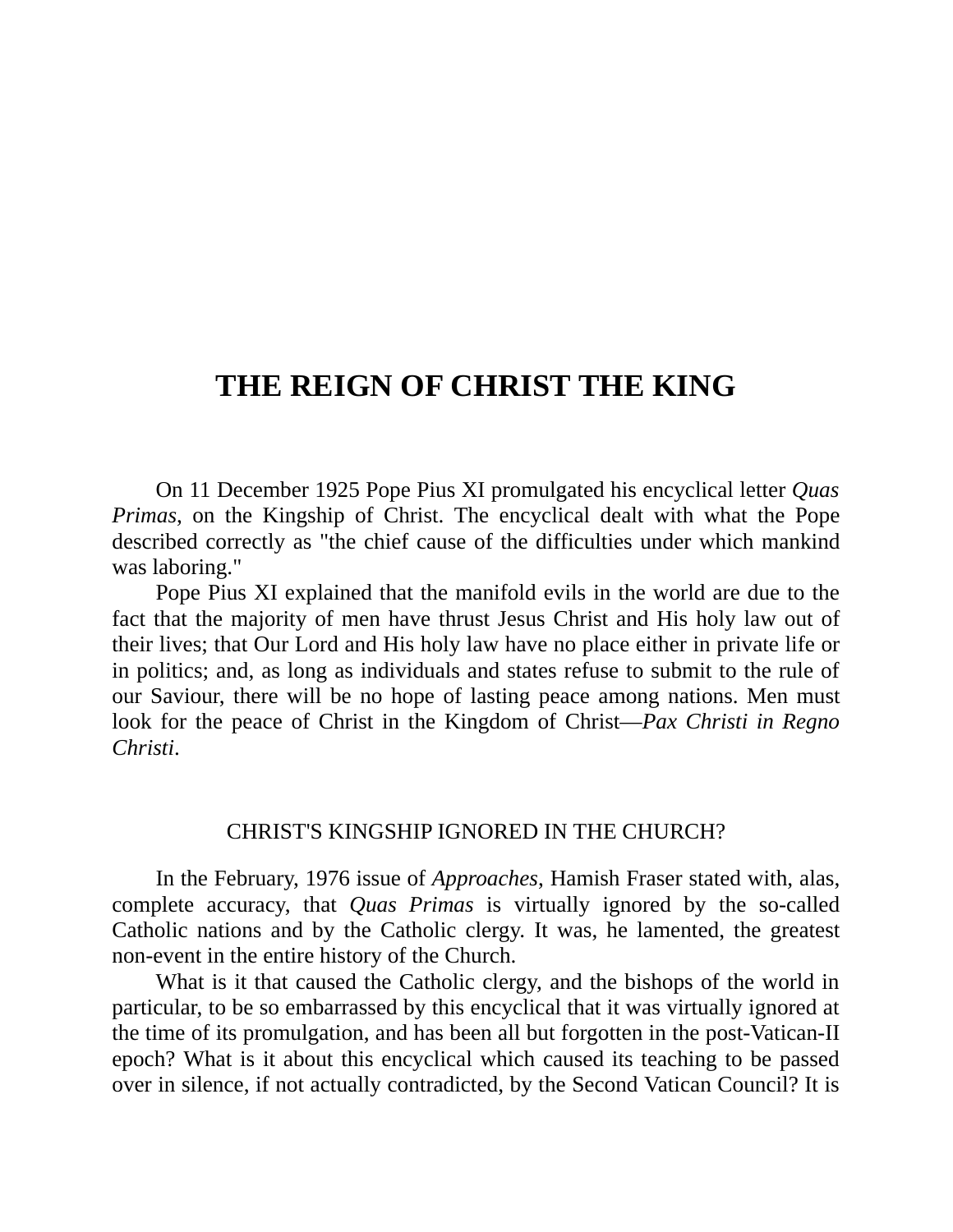# THE REIGN OF CHRIST THE KING

On 11 December 1925 Pope Pius XI promulgated his encyclical letter *Quas Primas*, on the Kingship of Christ. The encyclical dealt with what the Pope described correctly as "the chief cause of the difficulties under which mankind was laboring."

Pope Pius XI explained that the manifold evils in the world are due to the fact that the majority of men have thrust Jesus Christ and His holy law out of their lives; that Our Lord and His holy law have no place either in private life or in politics; and, as long as individuals and states refuse to submit to the rule of our Saviour, there will be no hope of lasting peace among nations. Men must look for the peace of Christ in the Kingdom of Christ—*Pax Christi in Regno Christi*.

## CHRIST'S KINGSHIP IGNORED IN THE CHURCH?

In the February, 1976 issue of *Approaches*, Hamish Fraser stated with, alas, complete accuracy, that *Quas Primas* is virtually ignored by the so-called Catholic nations and by the Catholic clergy. It was, he lamented, the greatest non-event in the entire history of the Church.

What is it that caused the Catholic clergy, and the bishops of the world in particular, to be so embarrassed by this encyclical that it was virtually ignored at the time of its promulgation, and has been all but forgotten in the post-Vatican-II epoch? What is it about this encyclical which caused its teaching to be passed over in silence, if not actually contradicted, by the Second Vatican Council? It is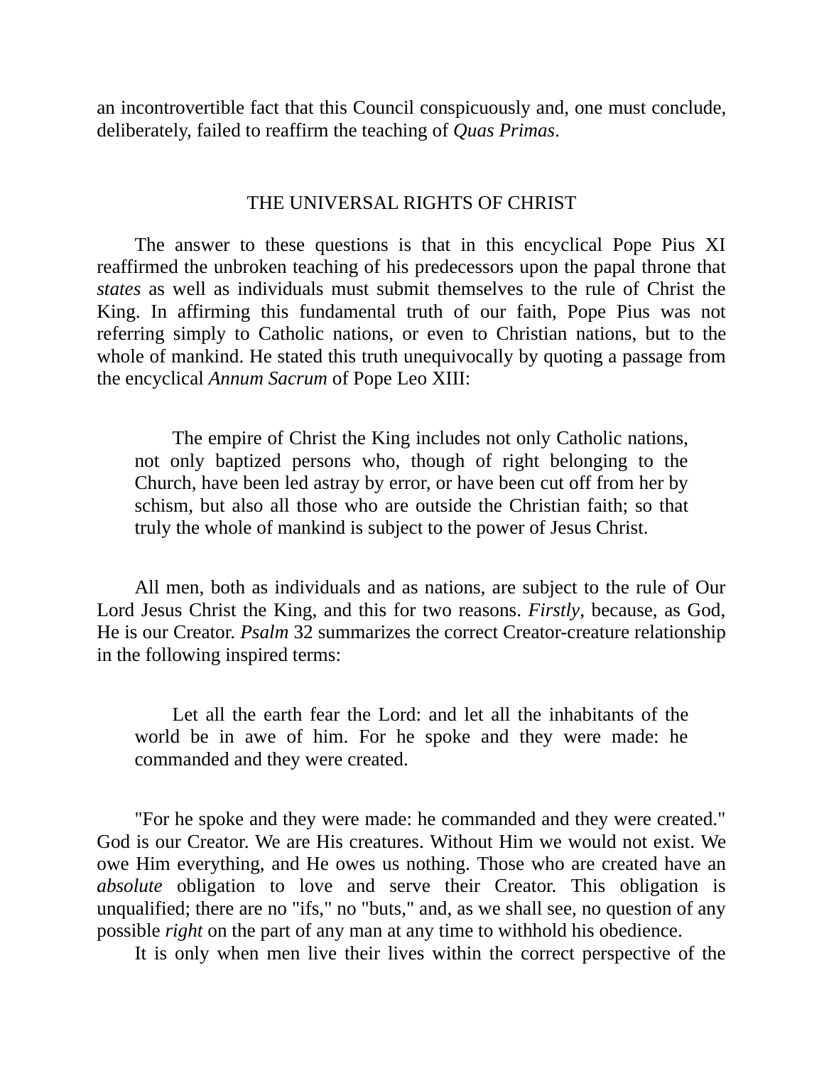an incontrovertible fact that this Council conspicuously and, one must conclude, deliberately, failed to reaffirm the teaching of *Quas Primas*.

## THE UNIVERSAL RIGHTS OF CHRIST

The answer to these questions is that in this encyclical Pope Pius XI reaffirmed the unbroken teaching of his predecessors upon the papal throne that *states* as well as individuals must submit themselves to the rule of Christ the King. In affirming this fundamental truth of our faith, Pope Pius was not referring simply to Catholic nations, or even to Christian nations, but to the whole of mankind. He stated this truth unequivocally by quoting a passage from the encyclical *Annum Sacrum* of Pope Leo XIII:

> The empire of Christ the King includes not only Catholic nations, not only baptized persons who, though of right belonging to the Church, have been led astray by error, or have been cut off from her by schism, but also all those who are outside the Christian faith; so that truly the whole of mankind is subject to the power of Jesus Christ.

All men, both as individuals and as nations, are subject to the rule of Our Lord Jesus Christ the King, and this for two reasons. *Firstly*, because, as God, He is our Creator. *Psalm* 32 summarizes the correct Creator-creature relationship in the following inspired terms:

> Let all the earth fear the Lord: and let all the inhabitants of the world be in awe of him. For he spoke and they were made: he commanded and they were created.

"For he spoke and they were made: he commanded and they were created." God is our Creator. We are His creatures. Without Him we would not exist. We owe Him everything, and He owes us nothing. Those who are created have an *absolute* obligation to love and serve their Creator. This obligation is unqualified; there are no "ifs," no "buts," and, as we shall see, no question of any possible *right* on the part of any man at any time to withhold his obedience.

It is only when men live their lives within the correct perspective of the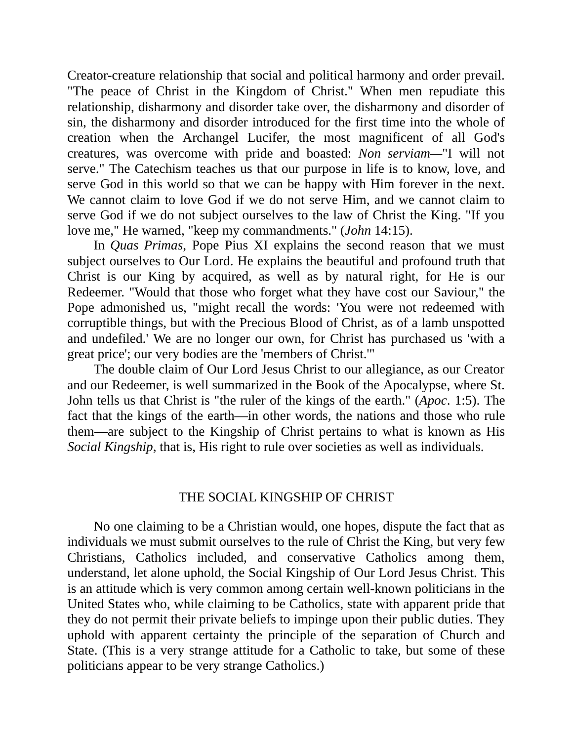Creator-creature relationship that social and political harmony and order prevail. "The peace of Christ in the Kingdom of Christ." When men repudiate this relationship, disharmony and disorder take over, the disharmony and disorder of sin, the disharmony and disorder introduced for the first time into the whole of creation when the Archangel Lucifer, the most magnificent of all God's creatures, was overcome with pride and boasted: *Non serviam*—"I will not serve." The Catechism teaches us that our purpose in life is to know, love, and serve God in this world so that we can be happy with Him forever in the next. We cannot claim to love God if we do not serve Him, and we cannot claim to serve God if we do not subject ourselves to the law of Christ the King. "If you love me," He warned, "keep my commandments." (*John* 14:15).

In *Quas Primas*, Pope Pius XI explains the second reason that we must subject ourselves to Our Lord. He explains the beautiful and profound truth that Christ is our King by acquired, as well as by natural right, for He is our Redeemer. "Would that those who forget what they have cost our Saviour," the Pope admonished us, "might recall the words: 'You were not redeemed with corruptible things, but with the Precious Blood of Christ, as of a lamb unspotted and undefiled.' We are no longer our own, for Christ has purchased us 'with a great price'; our very bodies are the 'members of Christ.'"

The double claim of Our Lord Jesus Christ to our allegiance, as our Creator and our Redeemer, is well summarized in the Book of the Apocalypse, where St. John tells us that Christ is "the ruler of the kings of the earth." (*Apoc*. 1:5). The fact that the kings of the earth—in other words, the nations and those who rule them—are subject to the Kingship of Christ pertains to what is known as His *Social Kingship*, that is, His right to rule over societies as well as individuals.

## THE SOCIAL KINGSHIP OF CHRIST

No one claiming to be a Christian would, one hopes, dispute the fact that as individuals we must submit ourselves to the rule of Christ the King, but very few Christians, Catholics included, and conservative Catholics among them, understand, let alone uphold, the Social Kingship of Our Lord Jesus Christ. This is an attitude which is very common among certain well-known politicians in the United States who, while claiming to be Catholics, state with apparent pride that they do not permit their private beliefs to impinge upon their public duties. They uphold with apparent certainty the principle of the separation of Church and State. (This is a very strange attitude for a Catholic to take, but some of these politicians appear to be very strange Catholics.)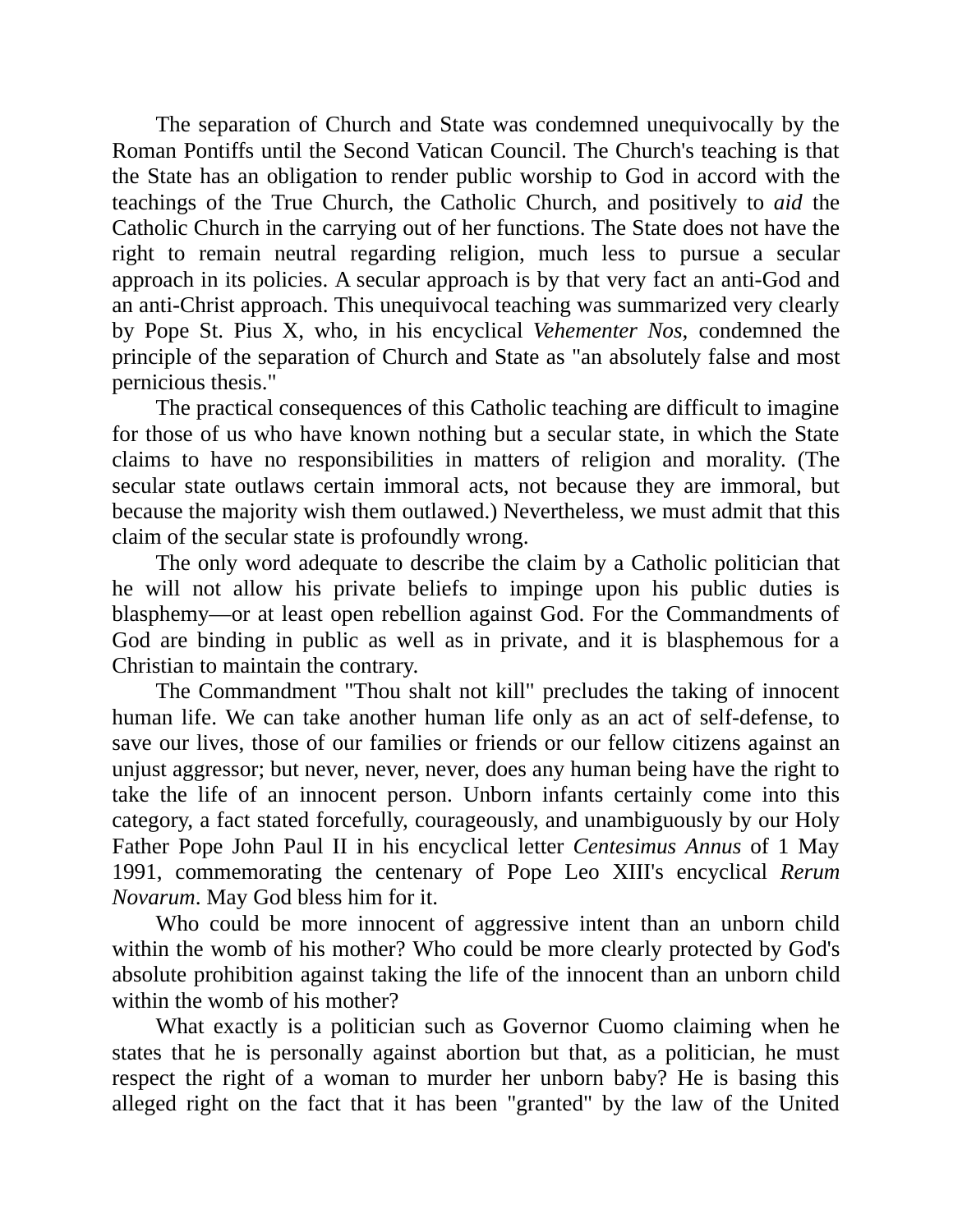The separation of Church and State was condemned unequivocally by the Roman Pontiffs until the Second Vatican Council. The Church's teaching is that the State has an obligation to render public worship to God in accord with the teachings of the True Church, the Catholic Church, and positively to *aid* the Catholic Church in the carrying out of her functions. The State does not have the right to remain neutral regarding religion, much less to pursue a secular approach in its policies. A secular approach is by that very fact an anti-God and an anti-Christ approach. This unequivocal teaching was summarized very clearly by Pope St. Pius X, who, in his encyclical *Vehementer Nos,* condemned the principle of the separation of Church and State as "an absolutely false and most pernicious thesis."

The practical consequences of this Catholic teaching are difficult to imagine for those of us who have known nothing but a secular state, in which the State claims to have no responsibilities in matters of religion and morality. (The secular state outlaws certain immoral acts, not because they are immoral, but because the majority wish them outlawed.) Nevertheless, we must admit that this claim of the secular state is profoundly wrong.

The only word adequate to describe the claim by a Catholic politician that he will not allow his private beliefs to impinge upon his public duties is blasphemy—or at least open rebellion against God. For the Commandments of God are binding in public as well as in private, and it is blasphemous for a Christian to maintain the contrary.

The Commandment "Thou shalt not kill" precludes the taking of innocent human life. We can take another human life only as an act of self-defense, to save our lives, those of our families or friends or our fellow citizens against an unjust aggressor; but never, never, never, does any human being have the right to take the life of an innocent person. Unborn infants certainly come into this category, a fact stated forcefully, courageously, and unambiguously by our Holy Father Pope John Paul II in his encyclical letter *Centesimus Annus* of 1 May 1991, commemorating the centenary of Pope Leo XIII's encyclical *Rerum Novarum*. May God bless him for it.

Who could be more innocent of aggressive intent than an unborn child within the womb of his mother? Who could be more clearly protected by God's absolute prohibition against taking the life of the innocent than an unborn child within the womb of his mother?

What exactly is a politician such as Governor Cuomo claiming when he states that he is personally against abortion but that, as a politician, he must respect the right of a woman to murder her unborn baby? He is basing this alleged right on the fact that it has been "granted" by the law of the United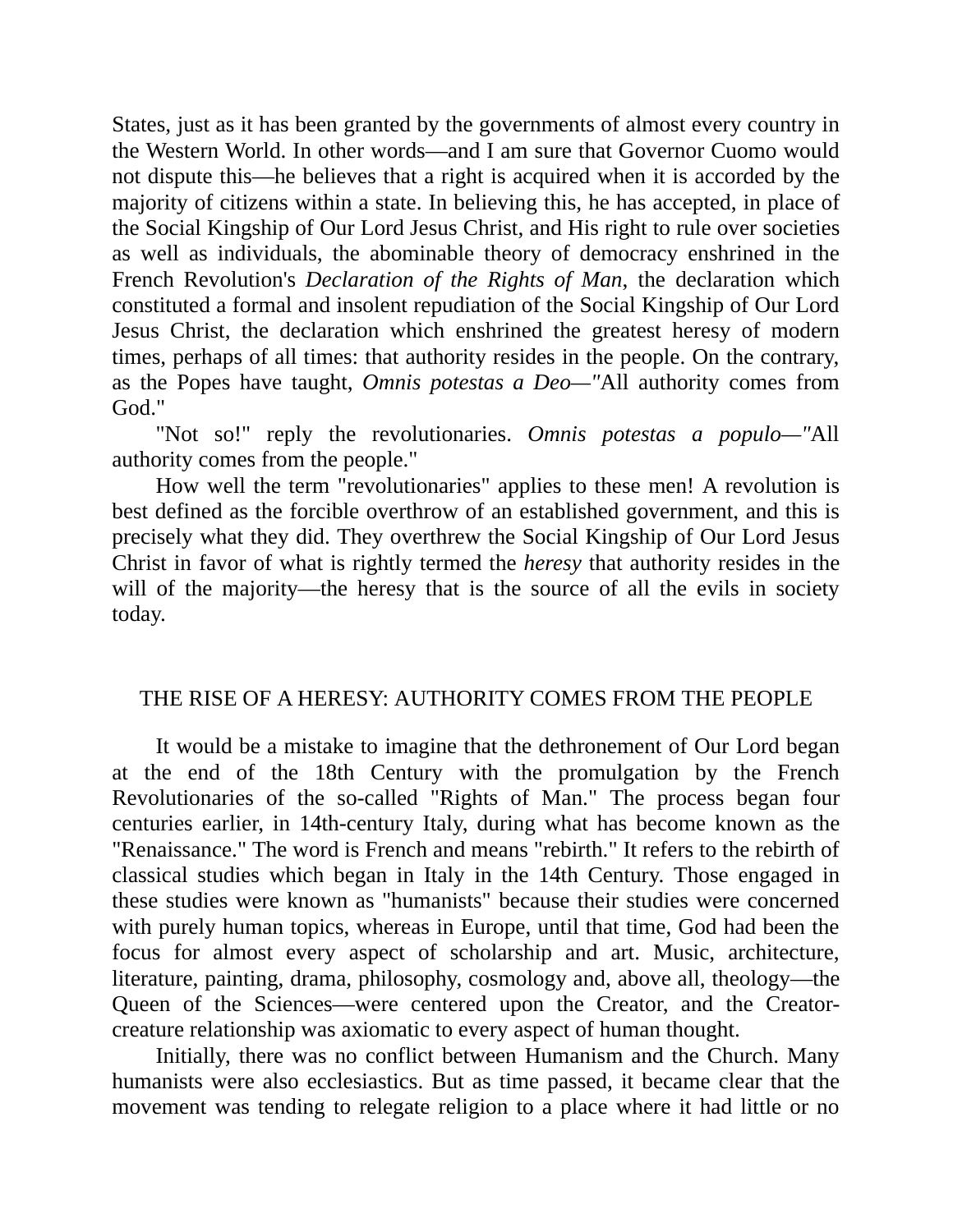States, just as it has been granted by the governments of almost every country in the Western World. In other words—and I am sure that Governor Cuomo would not dispute this—he believes that a right is acquired when it is accorded by the majority of citizens within a state. In believing this, he has accepted, in place of the Social Kingship of Our Lord Jesus Christ, and His right to rule over societies as well as individuals, the abominable theory of democracy enshrined in the French Revolution's *Declaration of the Rights of Man*, the declaration which constituted a formal and insolent repudiation of the Social Kingship of Our Lord Jesus Christ, the declaration which enshrined the greatest heresy of modern times, perhaps of all times: that authority resides in the people. On the contrary, as the Popes have taught, *Omnis potestas a Deo—"*All authority comes from God."

"Not so!" reply the revolutionaries. *Omnis potestas a populo—"*All authority comes from the people."

How well the term "revolutionaries" applies to these men! A revolution is best defined as the forcible overthrow of an established government, and this is precisely what they did. They overthrew the Social Kingship of Our Lord Jesus Christ in favor of what is rightly termed the *heresy* that authority resides in the will of the majority—the heresy that is the source of all the evils in society today.

## THE RISE OF A HERESY: AUTHORITY COMES FROM THE PEOPLE

It would be a mistake to imagine that the dethronement of Our Lord began at the end of the 18th Century with the promulgation by the French Revolutionaries of the so-called "Rights of Man." The process began four centuries earlier, in 14th-century Italy, during what has become known as the "Renaissance." The word is French and means "rebirth." It refers to the rebirth of classical studies which began in Italy in the 14th Century. Those engaged in these studies were known as "humanists" because their studies were concerned with purely human topics, whereas in Europe, until that time, God had been the focus for almost every aspect of scholarship and art. Music, architecture, literature, painting, drama, philosophy, cosmology and, above all, theology—the Queen of the Sciences—were centered upon the Creator, and the Creator-creature relationship was axiomatic to every aspect of human thought.

Initially, there was no conflict between Humanism and the Church. Many humanists were also ecclesiastics. But as time passed, it became clear that the movement was tending to relegate religion to a place where it had little or no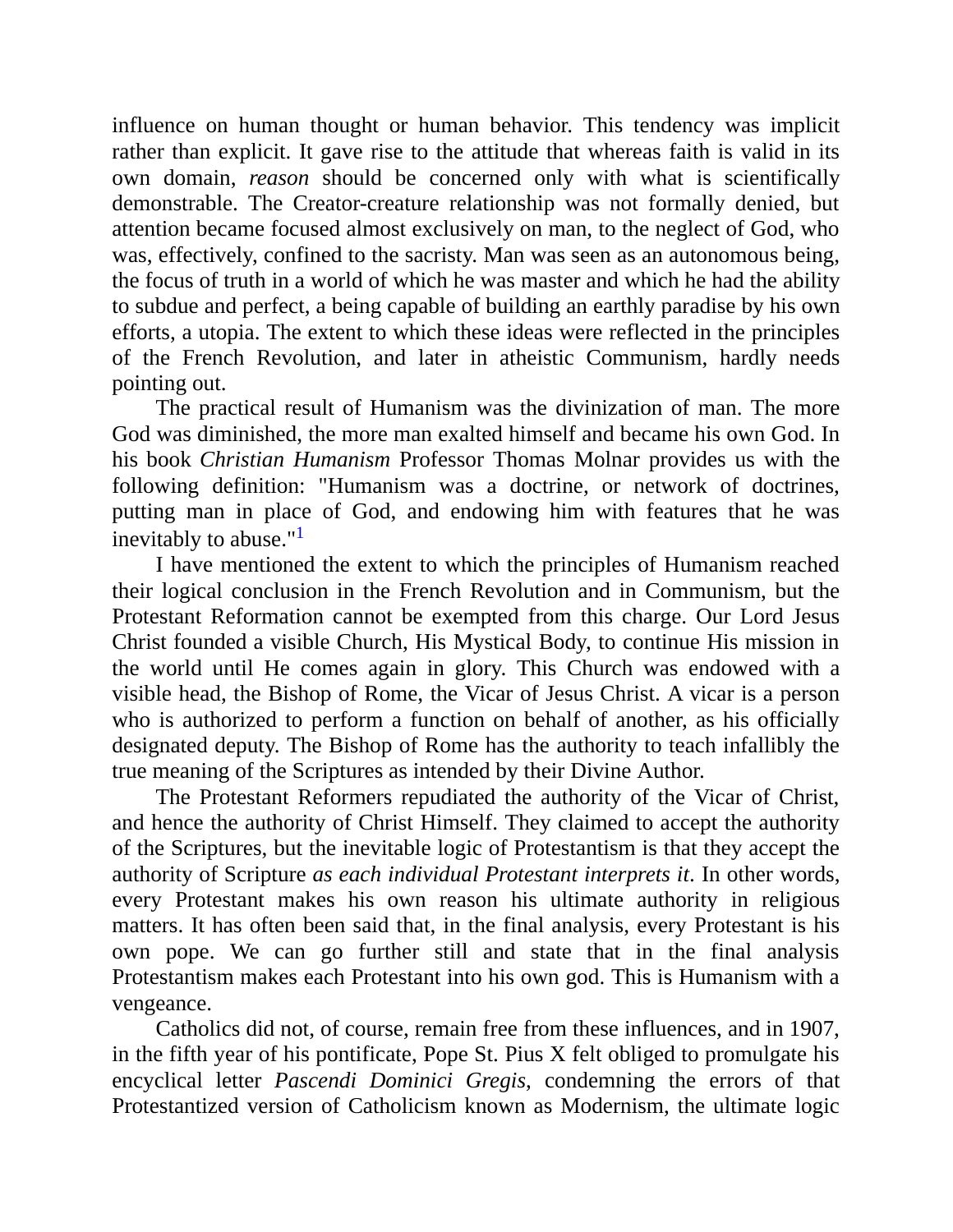influence on human thought or human behavior. This tendency was implicit rather than explicit. It gave rise to the attitude that whereas faith is valid in its own domain, *reason* should be concerned only with what is scientifically demonstrable. The Creator-creature relationship was not formally denied, but attention became focused almost exclusively on man, to the neglect of God, who was, effectively, confined to the sacristy. Man was seen as an autonomous being, the focus of truth in a world of which he was master and which he had the ability to subdue and perfect, a being capable of building an earthly paradise by his own efforts, a utopia. The extent to which these ideas were reflected in the principles of the French Revolution, and later in atheistic Communism, hardly needs pointing out.

The practical result of Humanism was the divinization of man. The more God was diminished, the more man exalted himself and became his own God. In his book *Christian Humanism* Professor Thomas Molnar provides us with the following definition: "Humanism was a doctrine, or network of doctrines, putting man in place of God, and endowing him with features that he was inevitably to abuse."[1]

I have mentioned the extent to which the principles of Humanism reached their logical conclusion in the French Revolution and in Communism, but the Protestant Reformation cannot be exempted from this charge. Our Lord Jesus Christ founded a visible Church, His Mystical Body, to continue His mission in the world until He comes again in glory. This Church was endowed with a visible head, the Bishop of Rome, the Vicar of Jesus Christ. A vicar is a person who is authorized to perform a function on behalf of another, as his officially designated deputy. The Bishop of Rome has the authority to teach infallibly the true meaning of the Scriptures as intended by their Divine Author.

The Protestant Reformers repudiated the authority of the Vicar of Christ, and hence the authority of Christ Himself. They claimed to accept the authority of the Scriptures, but the inevitable logic of Protestantism is that they accept the authority of Scripture *as each individual Protestant interprets it*. In other words, every Protestant makes his own reason his ultimate authority in religious matters. It has often been said that, in the final analysis, every Protestant is his own pope. We can go further still and state that in the final analysis Protestantism makes each Protestant into his own god. This is Humanism with a vengeance.

Catholics did not, of course, remain free from these influences, and in 1907, in the fifth year of his pontificate, Pope St. Pius X felt obliged to promulgate his encyclical letter *Pascendi Dominici Gregis*, condemning the errors of that Protestantized version of Catholicism known as Modernism, the ultimate logic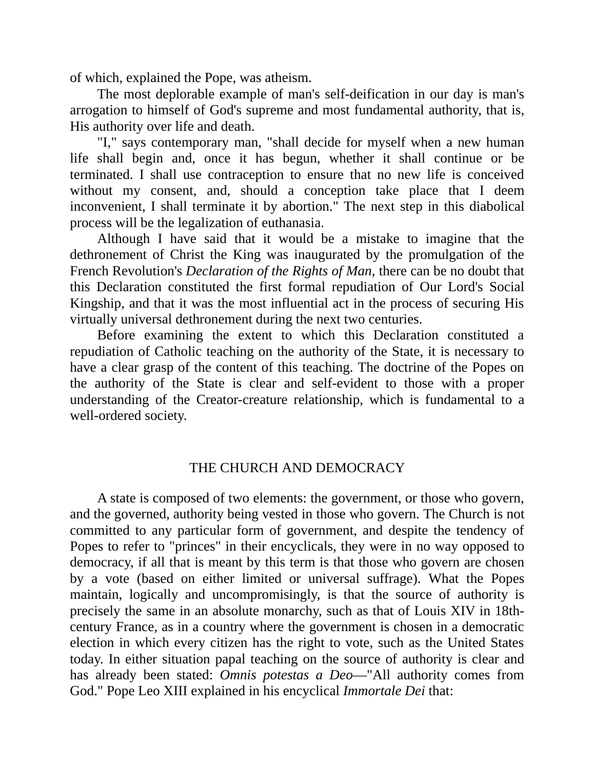of which, explained the Pope, was atheism.

The most deplorable example of man's self-deification in our day is man's arrogation to himself of God's supreme and most fundamental authority, that is, His authority over life and death.

"I," says contemporary man, "shall decide for myself when a new human life shall begin and, once it has begun, whether it shall continue or be terminated. I shall use contraception to ensure that no new life is conceived without my consent, and, should a conception take place that I deem inconvenient, I shall terminate it by abortion." The next step in this diabolical process will be the legalization of euthanasia.

Although I have said that it would be a mistake to imagine that the dethronement of Christ the King was inaugurated by the promulgation of the French Revolution's *Declaration of the Rights of Man*, there can be no doubt that this Declaration constituted the first formal repudiation of Our Lord's Social Kingship, and that it was the most influential act in the process of securing His virtually universal dethronement during the next two centuries.

Before examining the extent to which this Declaration constituted a repudiation of Catholic teaching on the authority of the State, it is necessary to have a clear grasp of the content of this teaching. The doctrine of the Popes on the authority of the State is clear and self-evident to those with a proper understanding of the Creator-creature relationship, which is fundamental to a well-ordered society.

## THE CHURCH AND DEMOCRACY

A state is composed of two elements: the government, or those who govern, and the governed, authority being vested in those who govern. The Church is not committed to any particular form of government, and despite the tendency of Popes to refer to "princes" in their encyclicals, they were in no way opposed to democracy, if all that is meant by this term is that those who govern are chosen by a vote (based on either limited or universal suffrage). What the Popes maintain, logically and uncompromisingly, is that the source of authority is precisely the same in an absolute monarchy, such as that of Louis XIV in 18th-century France, as in a country where the government is chosen in a democratic election in which every citizen has the right to vote, such as the United States today. In either situation papal teaching on the source of authority is clear and has already been stated: *Omnis potestas a Deo*—"All authority comes from God." Pope Leo XIII explained in his encyclical *Immortale Dei* that: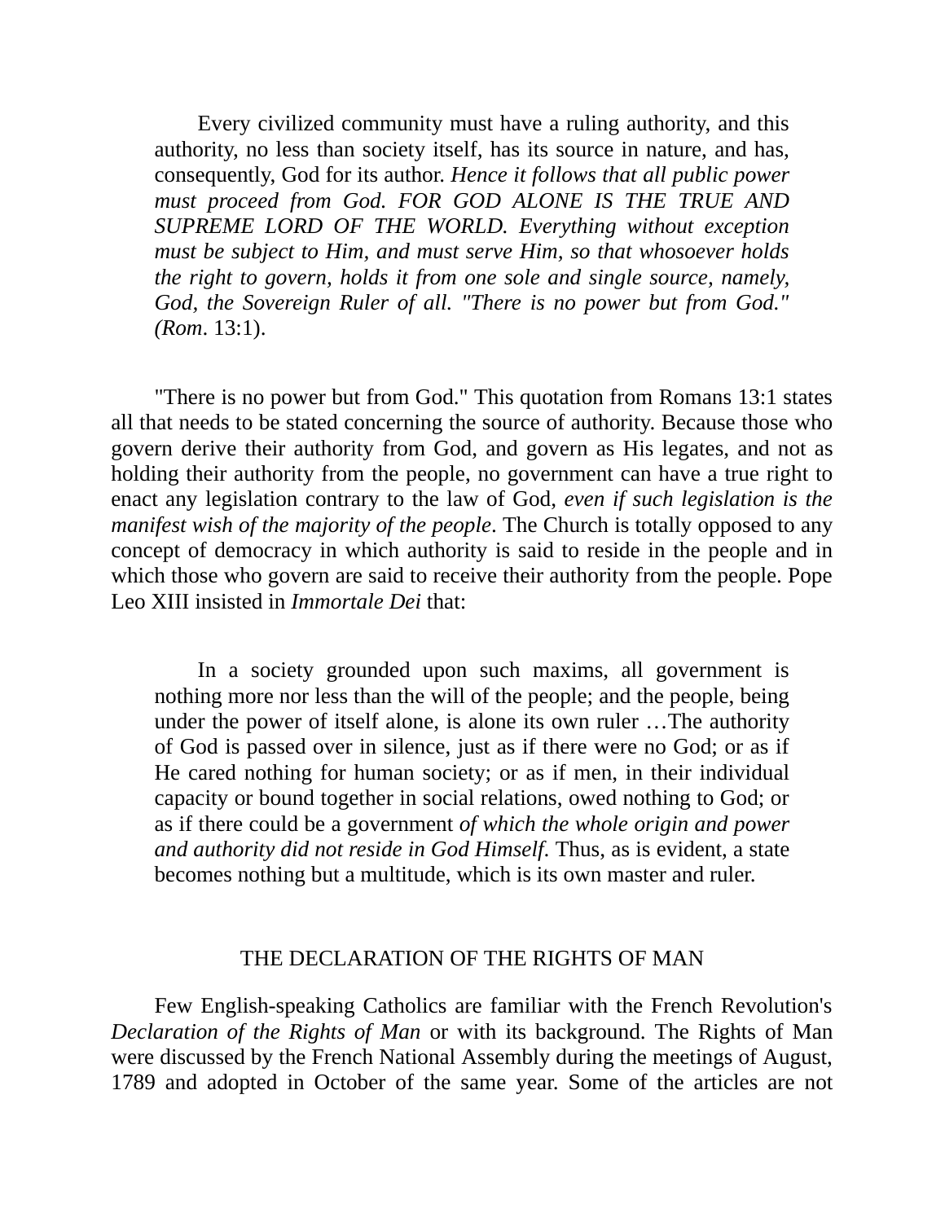> Every civilized community must have a ruling authority, and this authority, no less than society itself, has its source in nature, and has, consequently, God for its author. *Hence it follows that all public power must proceed from God. FOR GOD ALONE IS THE TRUE AND SUPREME LORD OF THE WORLD. Everything without exception must be subject to Him, and must serve Him, so that whosoever holds the right to govern, holds it from one sole and single source, namely, God, the Sovereign Ruler of all. "There is no power but from God." (Rom*. 13:1).

"There is no power but from God." This quotation from Romans 13:1 states all that needs to be stated concerning the source of authority. Because those who govern derive their authority from God, and govern as His legates, and not as holding their authority from the people, no government can have a true right to enact any legislation contrary to the law of God, *even if such legislation is the manifest wish of the majority of the people*. The Church is totally opposed to any concept of democracy in which authority is said to reside in the people and in which those who govern are said to receive their authority from the people. Pope Leo XIII insisted in *Immortale Dei* that:

> In a society grounded upon such maxims, all government is nothing more nor less than the will of the people; and the people, being under the power of itself alone, is alone its own ruler …The authority of God is passed over in silence, just as if there were no God; or as if He cared nothing for human society; or as if men, in their individual capacity or bound together in social relations, owed nothing to God; or as if there could be a government *of which the whole origin and power and authority did not reside in God Himself*. Thus, as is evident, a state becomes nothing but a multitude, which is its own master and ruler.

## THE DECLARATION OF THE RIGHTS OF MAN

Few English-speaking Catholics are familiar with the French Revolution's *Declaration of the Rights of Man* or with its background. The Rights of Man were discussed by the French National Assembly during the meetings of August, 1789 and adopted in October of the same year. Some of the articles are not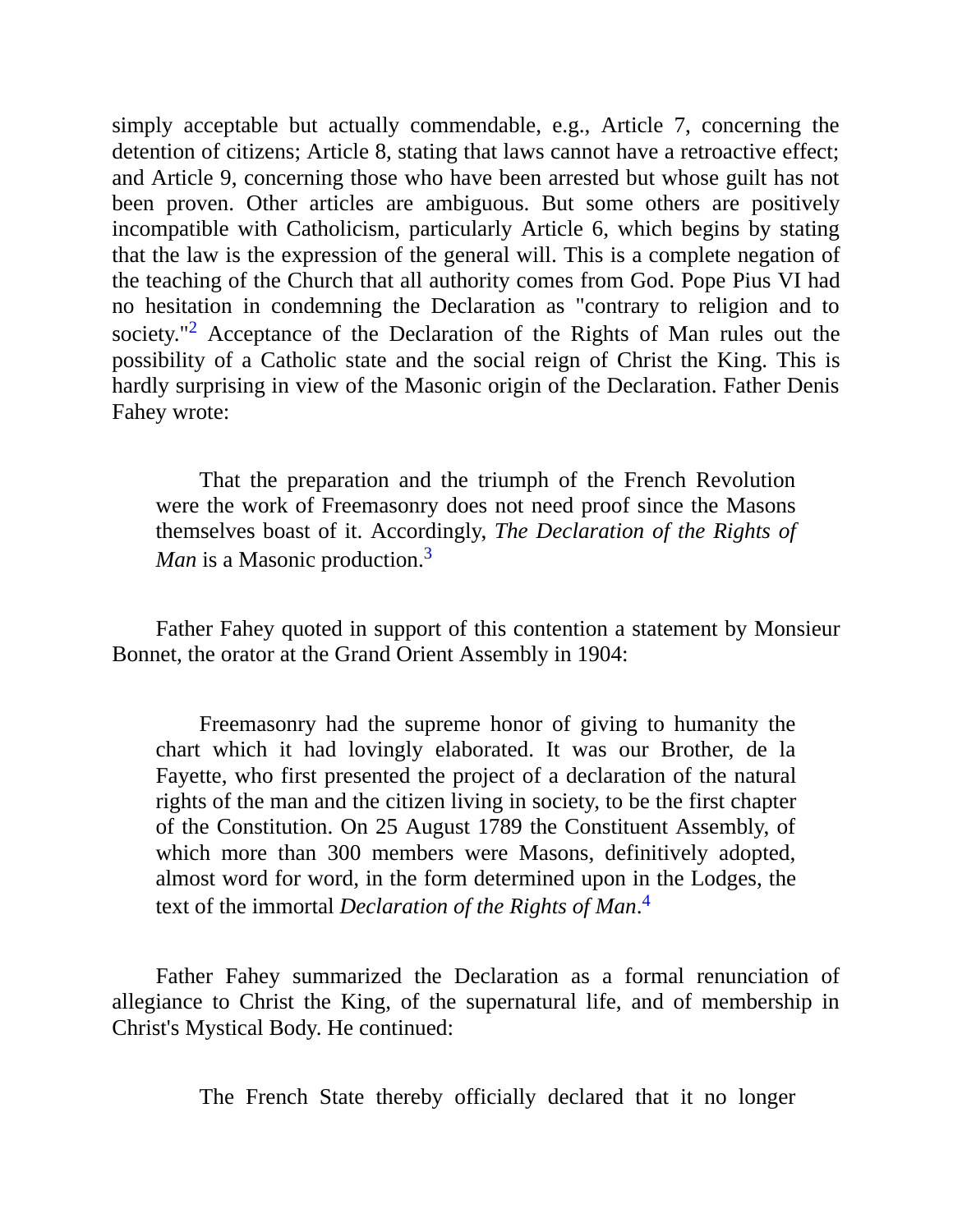simply acceptable but actually commendable, e.g., Article 7, concerning the detention of citizens; Article 8, stating that laws cannot have a retroactive effect; and Article 9, concerning those who have been arrested but whose guilt has not been proven. Other articles are ambiguous. But some others are positively incompatible with Catholicism, particularly Article 6, which begins by stating that the law is the expression of the general will. This is a complete negation of the teaching of the Church that all authority comes from God. Pope Pius VI had no hesitation in condemning the Declaration as "contrary to religion and to society."[2] Acceptance of the Declaration of the Rights of Man rules out the possibility of a Catholic state and the social reign of Christ the King. This is hardly surprising in view of the Masonic origin of the Declaration. Father Denis Fahey wrote:

> That the preparation and the triumph of the French Revolution were the work of Freemasonry does not need proof since the Masons themselves boast of it. Accordingly, *The Declaration of the Rights of Man* is a Masonic production.[3]

Father Fahey quoted in support of this contention a statement by Monsieur Bonnet, the orator at the Grand Orient Assembly in 1904:

> Freemasonry had the supreme honor of giving to humanity the chart which it had lovingly elaborated. It was our Brother, de la Fayette, who first presented the project of a declaration of the natural rights of the man and the citizen living in society, to be the first chapter of the Constitution. On 25 August 1789 the Constituent Assembly, of which more than 300 members were Masons, definitively adopted, almost word for word, in the form determined upon in the Lodges, the text of the immortal *Declaration of the Rights of Man*.[4]

Father Fahey summarized the Declaration as a formal renunciation of allegiance to Christ the King, of the supernatural life, and of membership in Christ's Mystical Body. He continued:

> The French State thereby officially declared that it no longer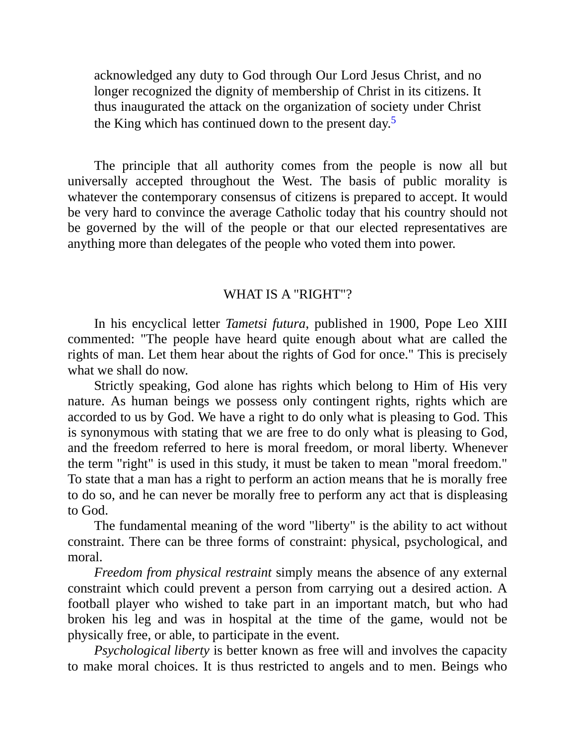> acknowledged any duty to God through Our Lord Jesus Christ, and no longer recognized the dignity of membership of Christ in its citizens. It thus inaugurated the attack on the organization of society under Christ the King which has continued down to the present day.[5]

The principle that all authority comes from the people is now all but universally accepted throughout the West. The basis of public morality is whatever the contemporary consensus of citizens is prepared to accept. It would be very hard to convince the average Catholic today that his country should not be governed by the will of the people or that our elected representatives are anything more than delegates of the people who voted them into power.

## WHAT IS A "RIGHT"?

In his encyclical letter *Tametsi futura*, published in 1900, Pope Leo XIII commented: "The people have heard quite enough about what are called the rights of man. Let them hear about the rights of God for once." This is precisely what we shall do now.

Strictly speaking, God alone has rights which belong to Him of His very nature. As human beings we possess only contingent rights, rights which are accorded to us by God. We have a right to do only what is pleasing to God. This is synonymous with stating that we are free to do only what is pleasing to God, and the freedom referred to here is moral freedom, or moral liberty. Whenever the term "right" is used in this study, it must be taken to mean "moral freedom." To state that a man has a right to perform an action means that he is morally free to do so, and he can never be morally free to perform any act that is displeasing to God.

The fundamental meaning of the word "liberty" is the ability to act without constraint. There can be three forms of constraint: physical, psychological, and moral.

*Freedom from physical restraint* simply means the absence of any external constraint which could prevent a person from carrying out a desired action. A football player who wished to take part in an important match, but who had broken his leg and was in hospital at the time of the game, would not be physically free, or able, to participate in the event.

*Psychological liberty* is better known as free will and involves the capacity to make moral choices. It is thus restricted to angels and to men. Beings who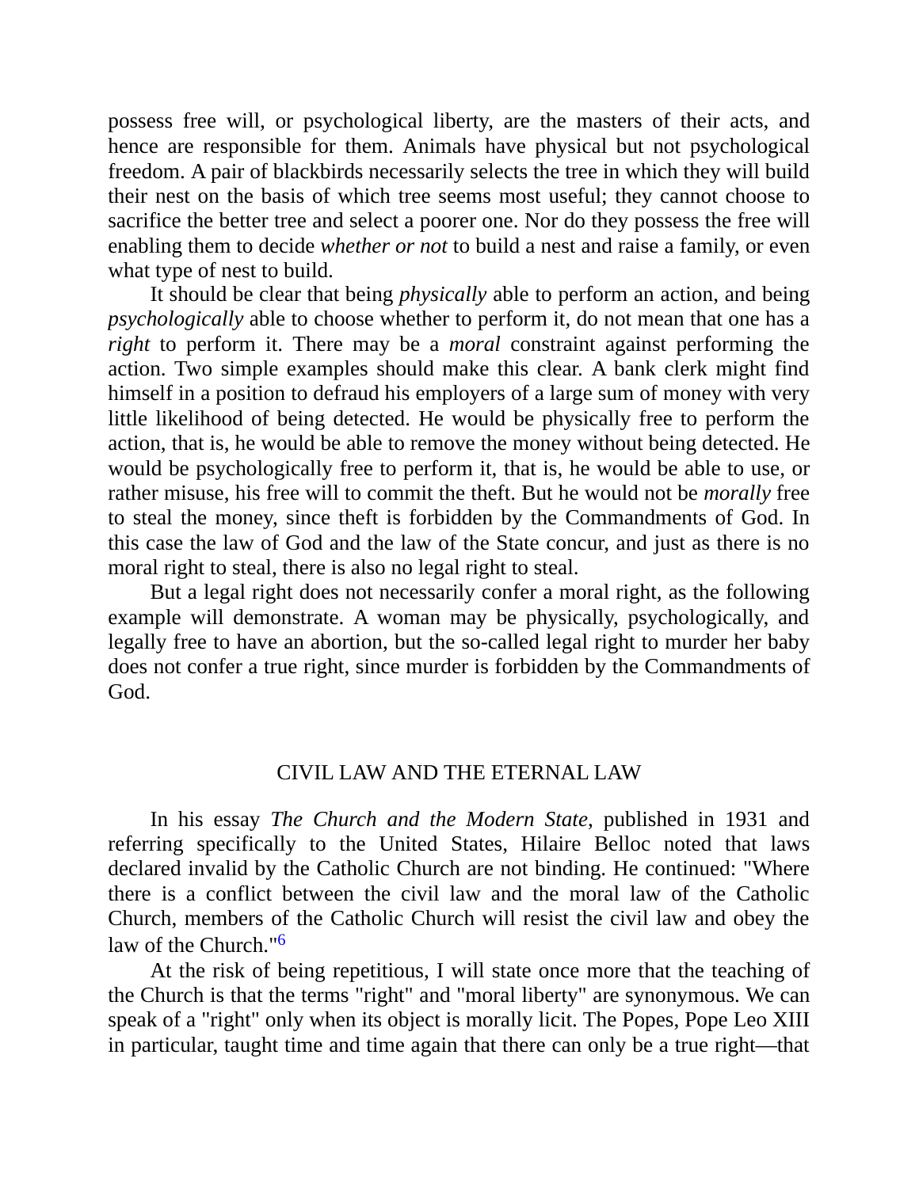possess free will, or psychological liberty, are the masters of their acts, and hence are responsible for them. Animals have physical but not psychological freedom. A pair of blackbirds necessarily selects the tree in which they will build their nest on the basis of which tree seems most useful; they cannot choose to sacrifice the better tree and select a poorer one. Nor do they possess the free will enabling them to decide *whether or not* to build a nest and raise a family, or even what type of nest to build.

It should be clear that being *physically* able to perform an action, and being *psychologically* able to choose whether to perform it, do not mean that one has a *right* to perform it. There may be a *moral* constraint against performing the action. Two simple examples should make this clear. A bank clerk might find himself in a position to defraud his employers of a large sum of money with very little likelihood of being detected. He would be physically free to perform the action, that is, he would be able to remove the money without being detected. He would be psychologically free to perform it, that is, he would be able to use, or rather misuse, his free will to commit the theft. But he would not be *morally* free to steal the money, since theft is forbidden by the Commandments of God. In this case the law of God and the law of the State concur, and just as there is no moral right to steal, there is also no legal right to steal.

But a legal right does not necessarily confer a moral right, as the following example will demonstrate. A woman may be physically, psychologically, and legally free to have an abortion, but the so-called legal right to murder her baby does not confer a true right, since murder is forbidden by the Commandments of God.

## CIVIL LAW AND THE ETERNAL LAW

In his essay *The Church and the Modern State*, published in 1931 and referring specifically to the United States, Hilaire Belloc noted that laws declared invalid by the Catholic Church are not binding. He continued: "Where there is a conflict between the civil law and the moral law of the Catholic Church, members of the Catholic Church will resist the civil law and obey the law of the Church."[6]

At the risk of being repetitious, I will state once more that the teaching of the Church is that the terms "right" and "moral liberty" are synonymous. We can speak of a "right" only when its object is morally licit. The Popes, Pope Leo XIII in particular, taught time and time again that there can only be a true right—that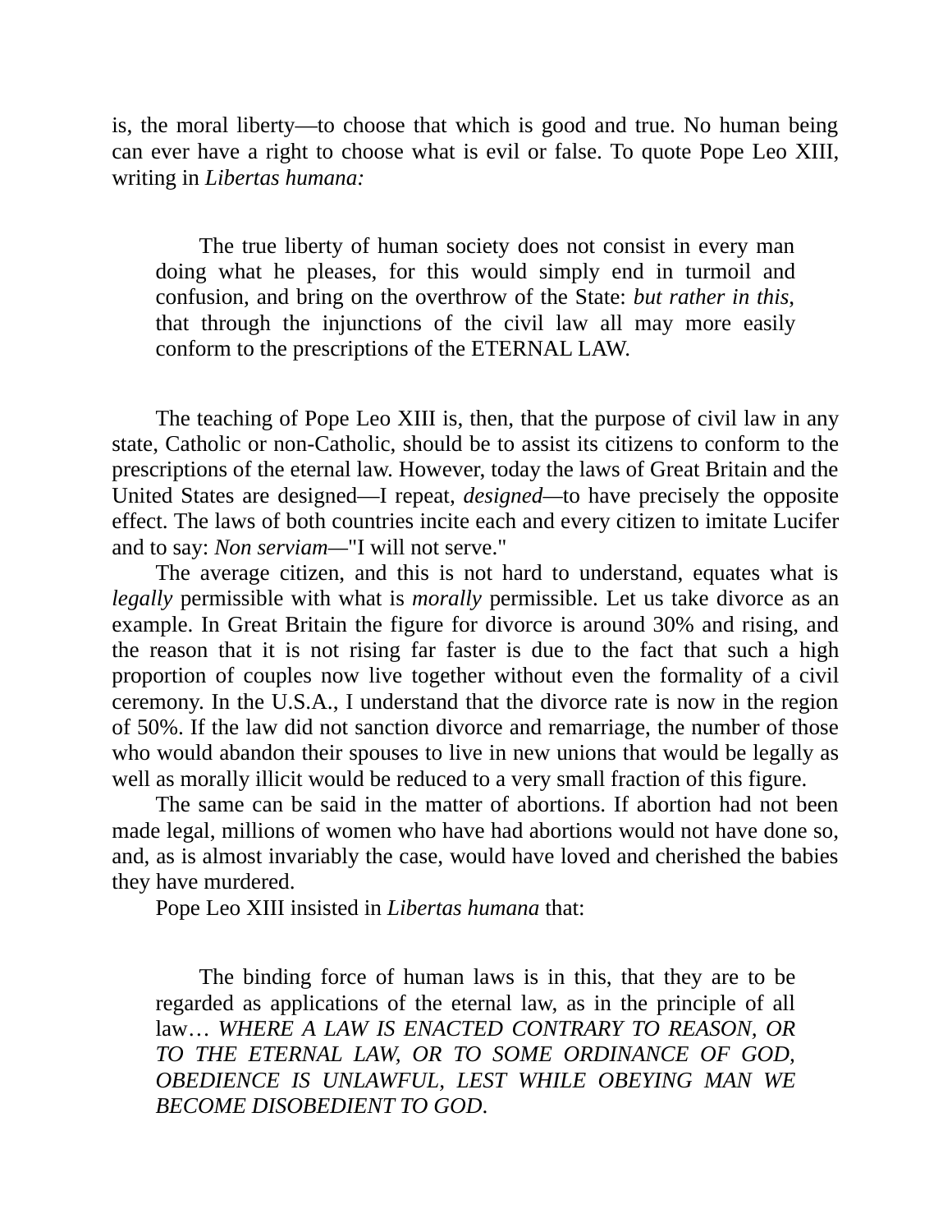is, the moral liberty—to choose that which is good and true. No human being can ever have a right to choose what is evil or false. To quote Pope Leo XIII, writing in *Libertas humana:*

> The true liberty of human society does not consist in every man doing what he pleases, for this would simply end in turmoil and confusion, and bring on the overthrow of the State: *but rather in this*, that through the injunctions of the civil law all may more easily conform to the prescriptions of the ETERNAL LAW.

The teaching of Pope Leo XIII is, then, that the purpose of civil law in any state, Catholic or non-Catholic, should be to assist its citizens to conform to the prescriptions of the eternal law. However, today the laws of Great Britain and the United States are designed—I repeat, *designed*—to have precisely the opposite effect. The laws of both countries incite each and every citizen to imitate Lucifer and to say: *Non serviam*—"I will not serve."

The average citizen, and this is not hard to understand, equates what is *legally* permissible with what is *morally* permissible. Let us take divorce as an example. In Great Britain the figure for divorce is around 30% and rising, and the reason that it is not rising far faster is due to the fact that such a high proportion of couples now live together without even the formality of a civil ceremony. In the U.S.A., I understand that the divorce rate is now in the region of 50%. If the law did not sanction divorce and remarriage, the number of those who would abandon their spouses to live in new unions that would be legally as well as morally illicit would be reduced to a very small fraction of this figure.

The same can be said in the matter of abortions. If abortion had not been made legal, millions of women who have had abortions would not have done so, and, as is almost invariably the case, would have loved and cherished the babies they have murdered.

Pope Leo XIII insisted in *Libertas humana* that:

> The binding force of human laws is in this, that they are to be regarded as applications of the eternal law, as in the principle of all law… *WHERE A LAW IS ENACTED CONTRARY TO REASON, OR TO THE ETERNAL LAW, OR TO SOME ORDINANCE OF GOD, OBEDIENCE IS UNLAWFUL, LEST WHILE OBEYING MAN WE BECOME DISOBEDIENT TO GOD*.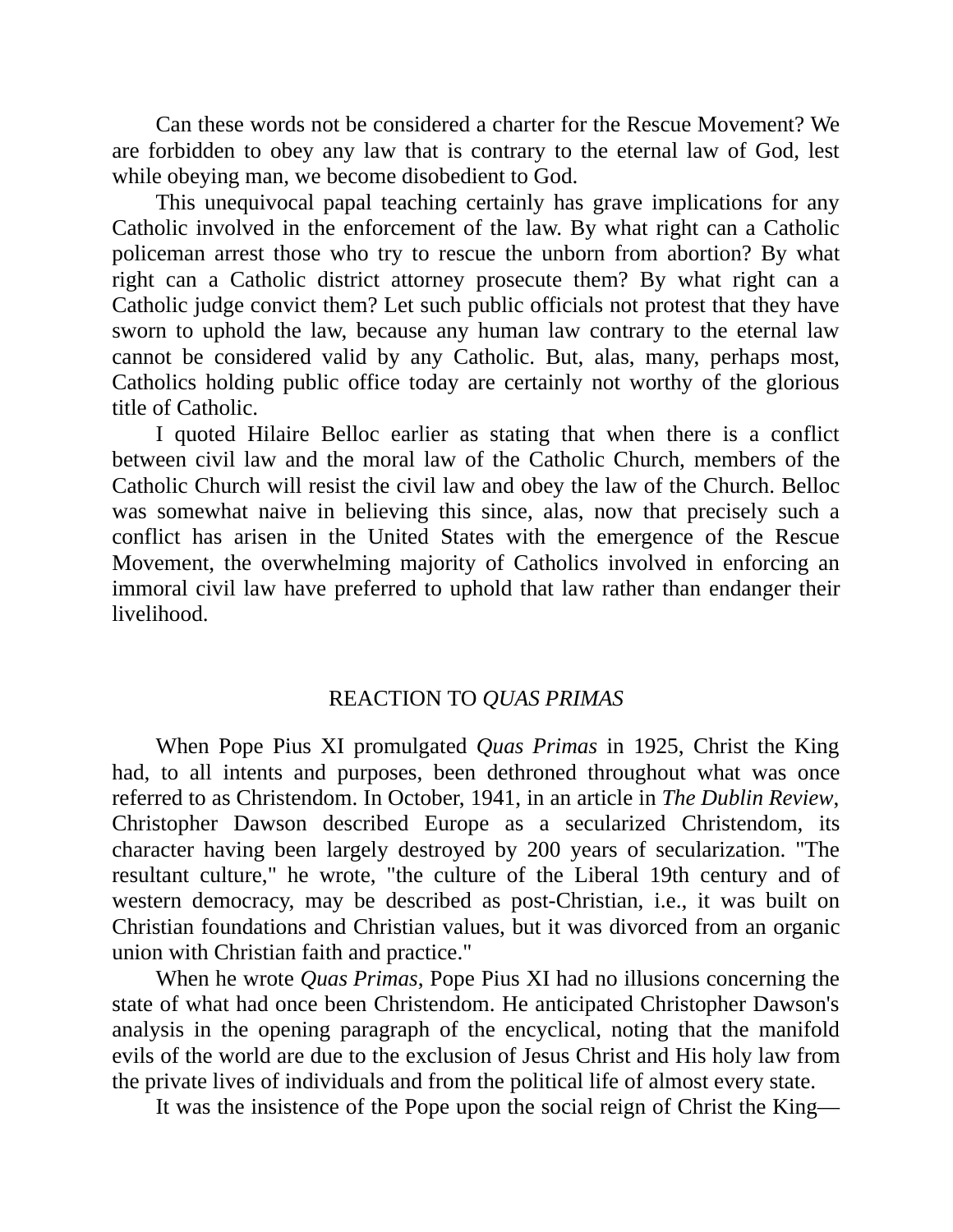Can these words not be considered a charter for the Rescue Movement? We are forbidden to obey any law that is contrary to the eternal law of God, lest while obeying man, we become disobedient to God.

This unequivocal papal teaching certainly has grave implications for any Catholic involved in the enforcement of the law. By what right can a Catholic policeman arrest those who try to rescue the unborn from abortion? By what right can a Catholic district attorney prosecute them? By what right can a Catholic judge convict them? Let such public officials not protest that they have sworn to uphold the law, because any human law contrary to the eternal law cannot be considered valid by any Catholic. But, alas, many, perhaps most, Catholics holding public office today are certainly not worthy of the glorious title of Catholic.

I quoted Hilaire Belloc earlier as stating that when there is a conflict between civil law and the moral law of the Catholic Church, members of the Catholic Church will resist the civil law and obey the law of the Church. Belloc was somewhat naive in believing this since, alas, now that precisely such a conflict has arisen in the United States with the emergence of the Rescue Movement, the overwhelming majority of Catholics involved in enforcing an immoral civil law have preferred to uphold that law rather than endanger their livelihood.

## REACTION TO *QUAS PRIMAS*

When Pope Pius XI promulgated *Quas Primas* in 1925, Christ the King had, to all intents and purposes, been dethroned throughout what was once referred to as Christendom. In October, 1941, in an article in *The Dublin Review*, Christopher Dawson described Europe as a secularized Christendom, its character having been largely destroyed by 200 years of secularization. "The resultant culture," he wrote, "the culture of the Liberal 19th century and of western democracy, may be described as post-Christian, i.e., it was built on Christian foundations and Christian values, but it was divorced from an organic union with Christian faith and practice."

When he wrote *Quas Primas*, Pope Pius XI had no illusions concerning the state of what had once been Christendom. He anticipated Christopher Dawson's analysis in the opening paragraph of the encyclical, noting that the manifold evils of the world are due to the exclusion of Jesus Christ and His holy law from the private lives of individuals and from the political life of almost every state.

It was the insistence of the Pope upon the social reign of Christ the King—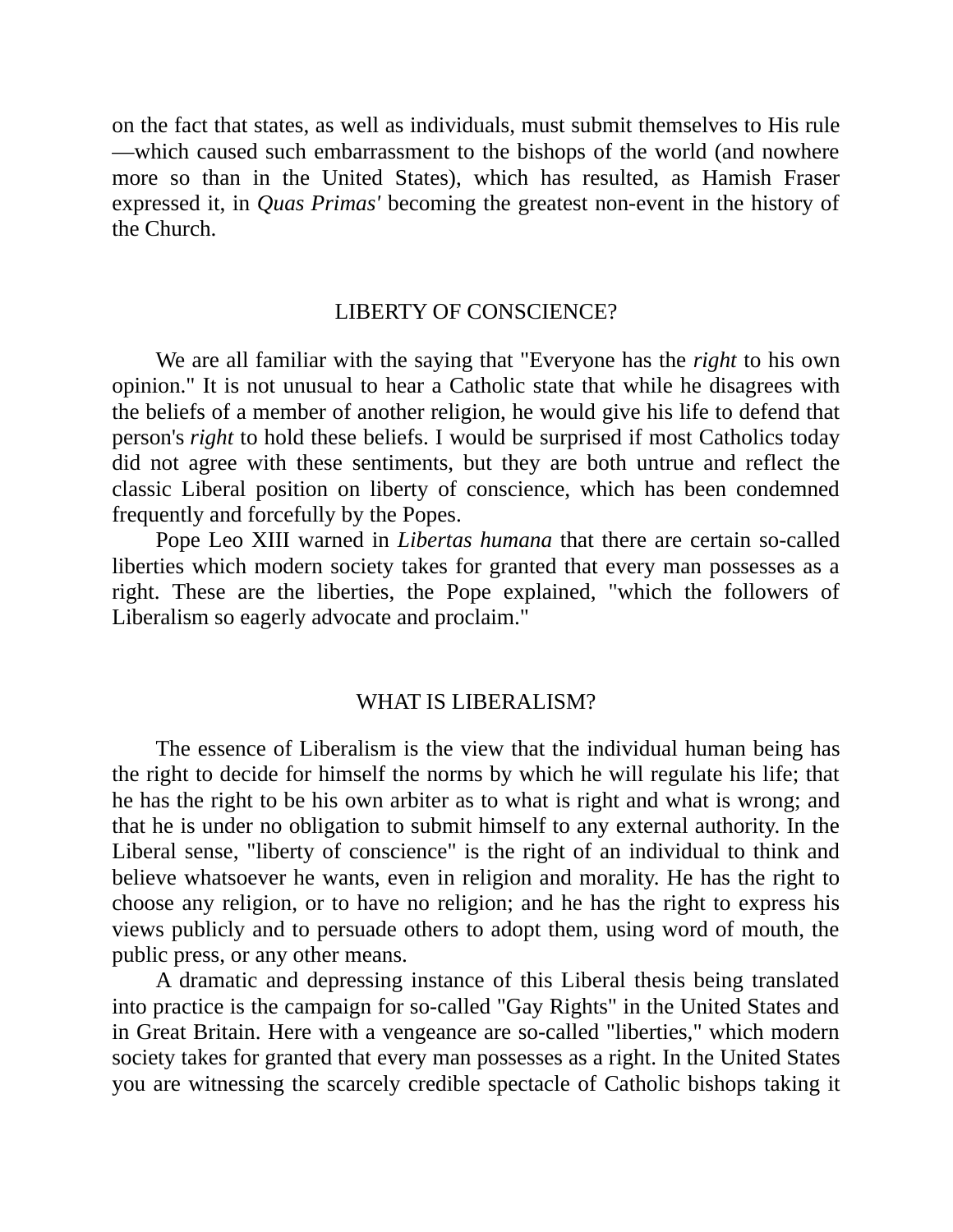on the fact that states, as well as individuals, must submit themselves to His rule—which caused such embarrassment to the bishops of the world (and nowhere more so than in the United States), which has resulted, as Hamish Fraser expressed it, in *Quas Primas'* becoming the greatest non-event in the history of the Church.

## LIBERTY OF CONSCIENCE?

We are all familiar with the saying that "Everyone has the *right* to his own opinion." It is not unusual to hear a Catholic state that while he disagrees with the beliefs of a member of another religion, he would give his life to defend that person's *right* to hold these beliefs. I would be surprised if most Catholics today did not agree with these sentiments, but they are both untrue and reflect the classic Liberal position on liberty of conscience, which has been condemned frequently and forcefully by the Popes.

Pope Leo XIII warned in *Libertas humana* that there are certain so-called liberties which modern society takes for granted that every man possesses as a right. These are the liberties, the Pope explained, "which the followers of Liberalism so eagerly advocate and proclaim."

## WHAT IS LIBERALISM?

The essence of Liberalism is the view that the individual human being has the right to decide for himself the norms by which he will regulate his life; that he has the right to be his own arbiter as to what is right and what is wrong; and that he is under no obligation to submit himself to any external authority. In the Liberal sense, "liberty of conscience" is the right of an individual to think and believe whatsoever he wants, even in religion and morality. He has the right to choose any religion, or to have no religion; and he has the right to express his views publicly and to persuade others to adopt them, using word of mouth, the public press, or any other means.

A dramatic and depressing instance of this Liberal thesis being translated into practice is the campaign for so-called "Gay Rights" in the United States and in Great Britain. Here with a vengeance are so-called "liberties," which modern society takes for granted that every man possesses as a right. In the United States you are witnessing the scarcely credible spectacle of Catholic bishops taking it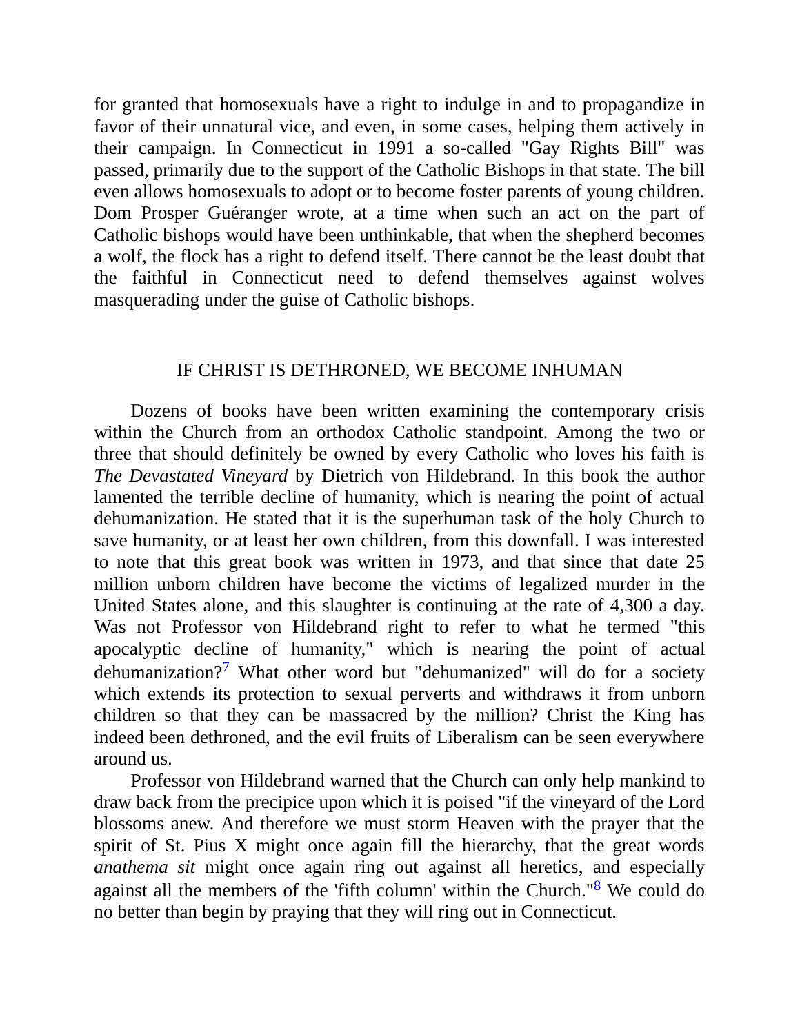for granted that homosexuals have a right to indulge in and to propagandize in favor of their unnatural vice, and even, in some cases, helping them actively in their campaign. In Connecticut in 1991 a so-called "Gay Rights Bill" was passed, primarily due to the support of the Catholic Bishops in that state. The bill even allows homosexuals to adopt or to become foster parents of young children. Dom Prosper Guéranger wrote, at a time when such an act on the part of Catholic bishops would have been unthinkable, that when the shepherd becomes a wolf, the flock has a right to defend itself. There cannot be the least doubt that the faithful in Connecticut need to defend themselves against wolves masquerading under the guise of Catholic bishops.

## IF CHRIST IS DETHRONED, WE BECOME INHUMAN

Dozens of books have been written examining the contemporary crisis within the Church from an orthodox Catholic standpoint. Among the two or three that should definitely be owned by every Catholic who loves his faith is *The Devastated Vineyard* by Dietrich von Hildebrand. In this book the author lamented the terrible decline of humanity, which is nearing the point of actual dehumanization. He stated that it is the superhuman task of the holy Church to save humanity, or at least her own children, from this downfall. I was interested to note that this great book was written in 1973, and that since that date 25 million unborn children have become the victims of legalized murder in the United States alone, and this slaughter is continuing at the rate of 4,300 a day. Was not Professor von Hildebrand right to refer to what he termed "this apocalyptic decline of humanity," which is nearing the point of actual dehumanization?[7] What other word but "dehumanized" will do for a society which extends its protection to sexual perverts and withdraws it from unborn children so that they can be massacred by the million? Christ the King has indeed been dethroned, and the evil fruits of Liberalism can be seen everywhere around us.

Professor von Hildebrand warned that the Church can only help mankind to draw back from the precipice upon which it is poised "if the vineyard of the Lord blossoms anew. And therefore we must storm Heaven with the prayer that the spirit of St. Pius X might once again fill the hierarchy, that the great words *anathema sit* might once again ring out against all heretics, and especially against all the members of the 'fifth column' within the Church."[8] We could do no better than begin by praying that they will ring out in Connecticut.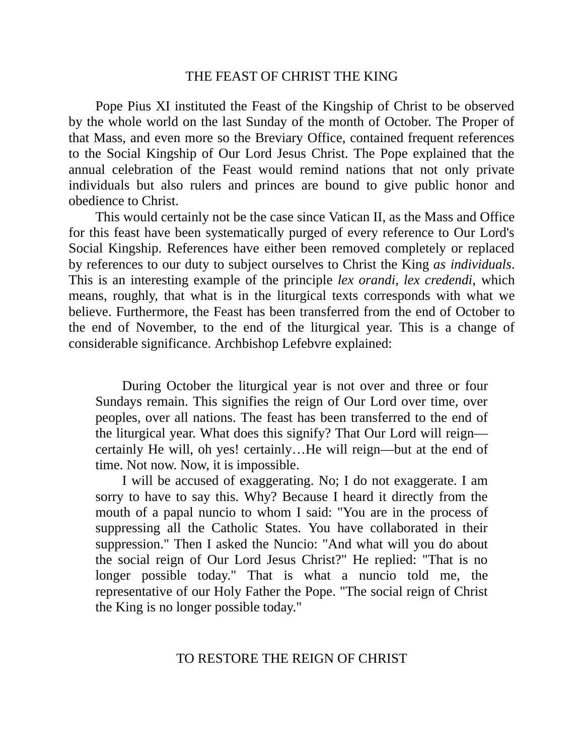## THE FEAST OF CHRIST THE KING

Pope Pius XI instituted the Feast of the Kingship of Christ to be observed by the whole world on the last Sunday of the month of October. The Proper of that Mass, and even more so the Breviary Office, contained frequent references to the Social Kingship of Our Lord Jesus Christ. The Pope explained that the annual celebration of the Feast would remind nations that not only private individuals but also rulers and princes are bound to give public honor and obedience to Christ.

This would certainly not be the case since Vatican II, as the Mass and Office for this feast have been systematically purged of every reference to Our Lord's Social Kingship. References have either been removed completely or replaced by references to our duty to subject ourselves to Christ the King *as individuals*. This is an interesting example of the principle *lex orandi, lex credendi*, which means, roughly, that what is in the liturgical texts corresponds with what we believe. Furthermore, the Feast has been transferred from the end of October to the end of November, to the end of the liturgical year. This is a change of considerable significance. Archbishop Lefebvre explained:

> During October the liturgical year is not over and three or four Sundays remain. This signifies the reign of Our Lord over time, over peoples, over all nations. The feast has been transferred to the end of the liturgical year. What does this signify? That Our Lord will reign—certainly He will, oh yes! certainly…He will reign—but at the end of time. Not now. Now, it is impossible.
>
> I will be accused of exaggerating. No; I do not exaggerate. I am sorry to have to say this. Why? Because I heard it directly from the mouth of a papal nuncio to whom I said: "You are in the process of suppressing all the Catholic States. You have collaborated in their suppression." Then I asked the Nuncio: "And what will you do about the social reign of Our Lord Jesus Christ?" He replied: "That is no longer possible today." That is what a nuncio told me, the representative of our Holy Father the Pope. "The social reign of Christ the King is no longer possible today."

## TO RESTORE THE REIGN OF CHRIST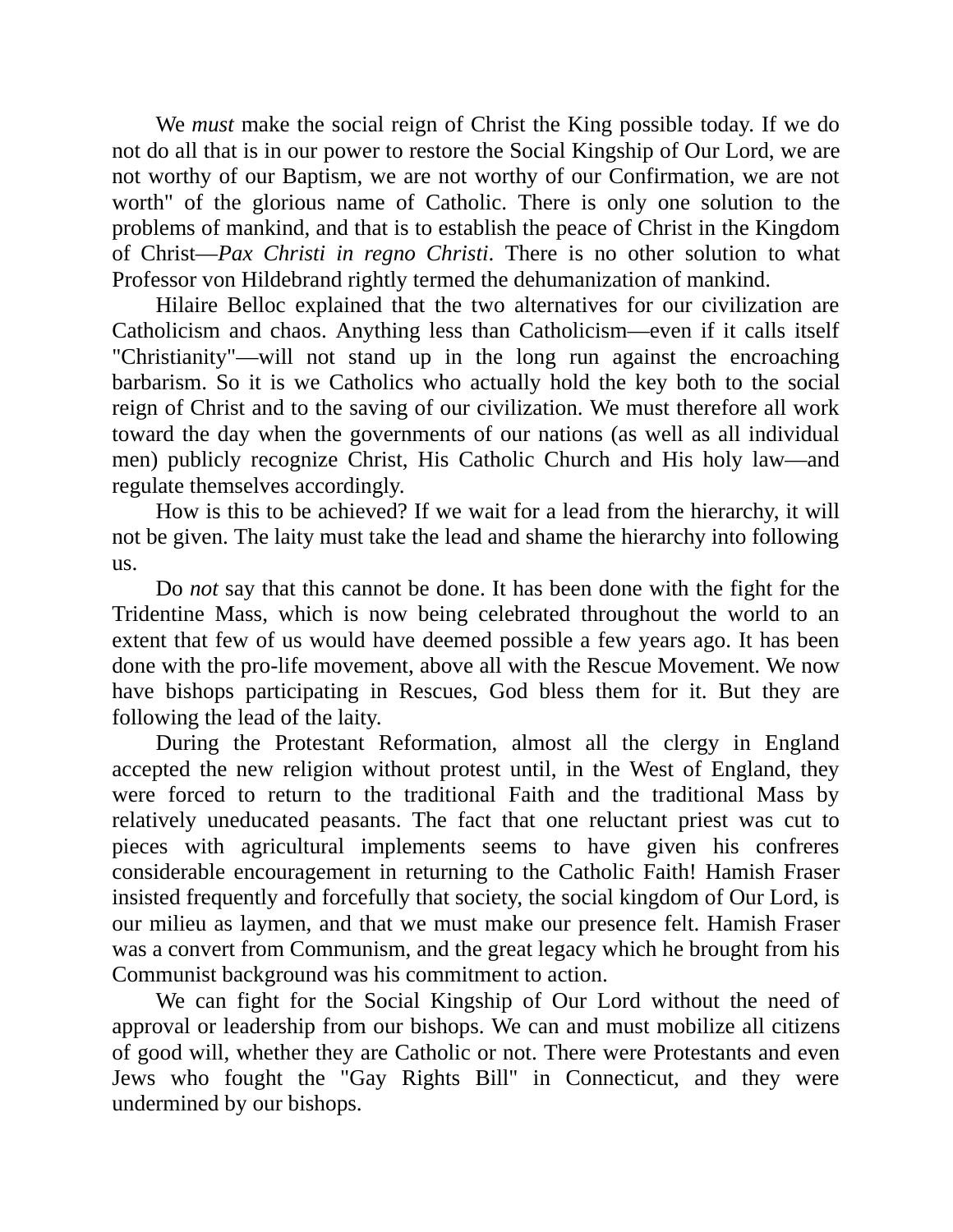We *must* make the social reign of Christ the King possible today. If we do not do all that is in our power to restore the Social Kingship of Our Lord, we are not worthy of our Baptism, we are not worthy of our Confirmation, we are not worth" of the glorious name of Catholic. There is only one solution to the problems of mankind, and that is to establish the peace of Christ in the Kingdom of Christ—*Pax Christi in regno Christi*. There is no other solution to what Professor von Hildebrand rightly termed the dehumanization of mankind.

Hilaire Belloc explained that the two alternatives for our civilization are Catholicism and chaos. Anything less than Catholicism—even if it calls itself "Christianity"—will not stand up in the long run against the encroaching barbarism. So it is we Catholics who actually hold the key both to the social reign of Christ and to the saving of our civilization. We must therefore all work toward the day when the governments of our nations (as well as all individual men) publicly recognize Christ, His Catholic Church and His holy law—and regulate themselves accordingly.

How is this to be achieved? If we wait for a lead from the hierarchy, it will not be given. The laity must take the lead and shame the hierarchy into following us.

Do *not* say that this cannot be done. It has been done with the fight for the Tridentine Mass, which is now being celebrated throughout the world to an extent that few of us would have deemed possible a few years ago. It has been done with the pro-life movement, above all with the Rescue Movement. We now have bishops participating in Rescues, God bless them for it. But they are following the lead of the laity.

During the Protestant Reformation, almost all the clergy in England accepted the new religion without protest until, in the West of England, they were forced to return to the traditional Faith and the traditional Mass by relatively uneducated peasants. The fact that one reluctant priest was cut to pieces with agricultural implements seems to have given his confreres considerable encouragement in returning to the Catholic Faith! Hamish Fraser insisted frequently and forcefully that society, the social kingdom of Our Lord, is our milieu as laymen, and that we must make our presence felt. Hamish Fraser was a convert from Communism, and the great legacy which he brought from his Communist background was his commitment to action.

We can fight for the Social Kingship of Our Lord without the need of approval or leadership from our bishops. We can and must mobilize all citizens of good will, whether they are Catholic or not. There were Protestants and even Jews who fought the "Gay Rights Bill" in Connecticut, and they were undermined by our bishops.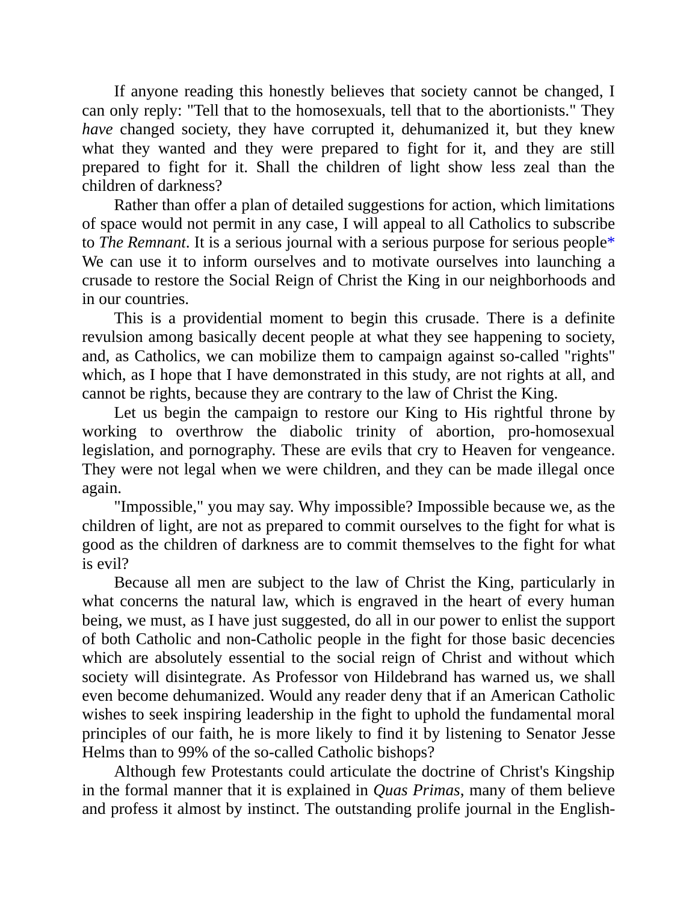If anyone reading this honestly believes that society cannot be changed, I can only reply: "Tell that to the homosexuals, tell that to the abortionists." They *have* changed society, they have corrupted it, dehumanized it, but they knew what they wanted and they were prepared to fight for it, and they are still prepared to fight for it. Shall the children of light show less zeal than the children of darkness?

Rather than offer a plan of detailed suggestions for action, which limitations of space would not permit in any case, I will appeal to all Catholics to subscribe to *The Remnant*. It is a serious journal with a serious purpose for serious people* We can use it to inform ourselves and to motivate ourselves into launching a crusade to restore the Social Reign of Christ the King in our neighborhoods and in our countries.

This is a providential moment to begin this crusade. There is a definite revulsion among basically decent people at what they see happening to society, and, as Catholics, we can mobilize them to campaign against so-called "rights" which, as I hope that I have demonstrated in this study, are not rights at all, and cannot be rights, because they are contrary to the law of Christ the King.

Let us begin the campaign to restore our King to His rightful throne by working to overthrow the diabolic trinity of abortion, pro-homosexual legislation, and pornography. These are evils that cry to Heaven for vengeance. They were not legal when we were children, and they can be made illegal once again.

"Impossible," you may say. Why impossible? Impossible because we, as the children of light, are not as prepared to commit ourselves to the fight for what is good as the children of darkness are to commit themselves to the fight for what is evil?

Because all men are subject to the law of Christ the King, particularly in what concerns the natural law, which is engraved in the heart of every human being, we must, as I have just suggested, do all in our power to enlist the support of both Catholic and non-Catholic people in the fight for those basic decencies which are absolutely essential to the social reign of Christ and without which society will disintegrate. As Professor von Hildebrand has warned us, we shall even become dehumanized. Would any reader deny that if an American Catholic wishes to seek inspiring leadership in the fight to uphold the fundamental moral principles of our faith, he is more likely to find it by listening to Senator Jesse Helms than to 99% of the so-called Catholic bishops?

Although few Protestants could articulate the doctrine of Christ's Kingship in the formal manner that it is explained in *Quas Primas*, many of them believe and profess it almost by instinct. The outstanding prolife journal in the English-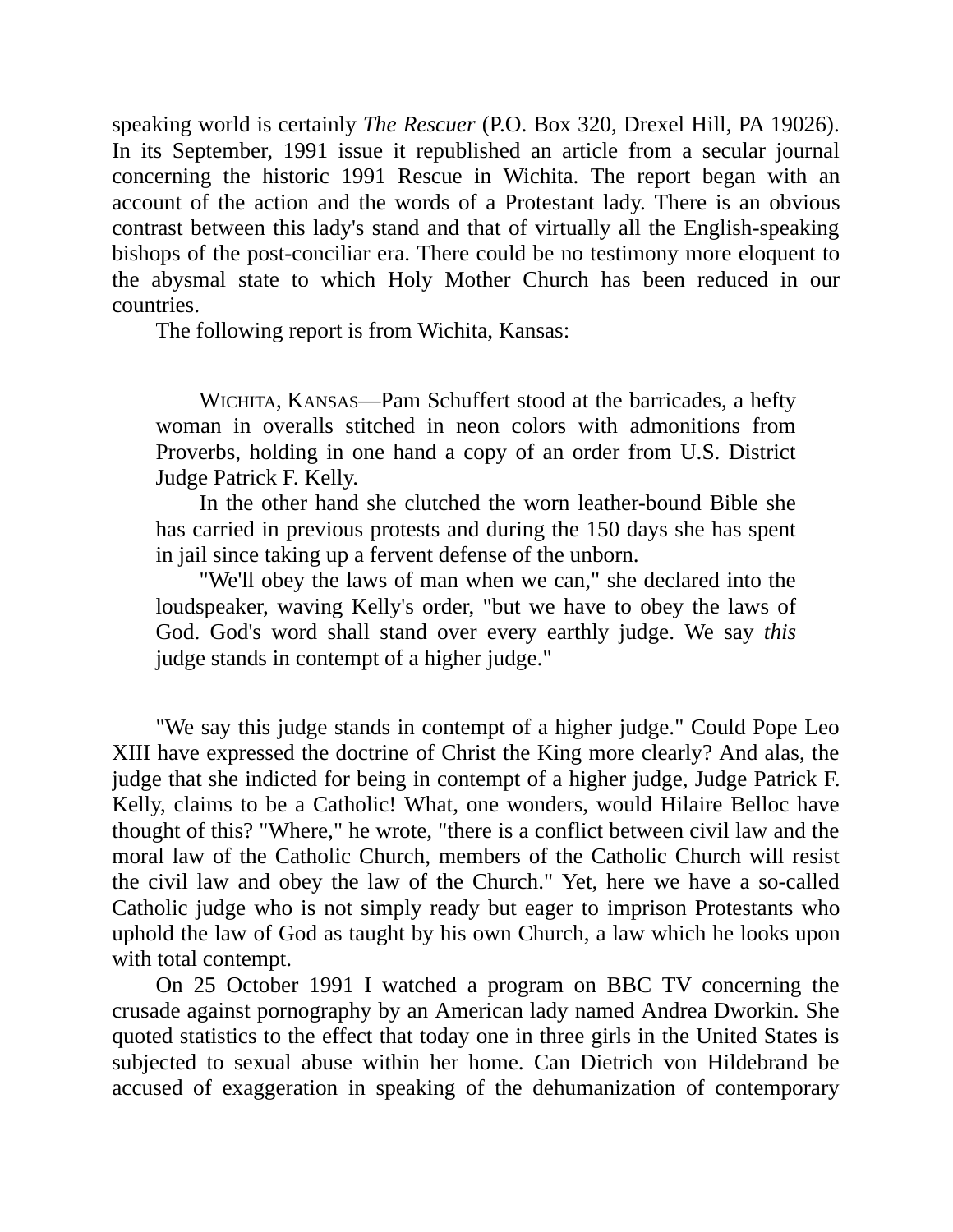speaking world is certainly *The Rescuer* (P.O. Box 320, Drexel Hill, PA 19026). In its September, 1991 issue it republished an article from a secular journal concerning the historic 1991 Rescue in Wichita. The report began with an account of the action and the words of a Protestant lady. There is an obvious contrast between this lady's stand and that of virtually all the English-speaking bishops of the post-conciliar era. There could be no testimony more eloquent to the abysmal state to which Holy Mother Church has been reduced in our countries.

The following report is from Wichita, Kansas:

> WICHITA, KANSAS—Pam Schuffert stood at the barricades, a hefty woman in overalls stitched in neon colors with admonitions from Proverbs, holding in one hand a copy of an order from U.S. District Judge Patrick F. Kelly.
>
> In the other hand she clutched the worn leather-bound Bible she has carried in previous protests and during the 150 days she has spent in jail since taking up a fervent defense of the unborn.
>
> "We'll obey the laws of man when we can," she declared into the loudspeaker, waving Kelly's order, "but we have to obey the laws of God. God's word shall stand over every earthly judge. We say *this* judge stands in contempt of a higher judge."

"We say this judge stands in contempt of a higher judge." Could Pope Leo XIII have expressed the doctrine of Christ the King more clearly? And alas, the judge that she indicted for being in contempt of a higher judge, Judge Patrick F. Kelly, claims to be a Catholic! What, one wonders, would Hilaire Belloc have thought of this? "Where," he wrote, "there is a conflict between civil law and the moral law of the Catholic Church, members of the Catholic Church will resist the civil law and obey the law of the Church." Yet, here we have a so-called Catholic judge who is not simply ready but eager to imprison Protestants who uphold the law of God as taught by his own Church, a law which he looks upon with total contempt.

On 25 October 1991 I watched a program on BBC TV concerning the crusade against pornography by an American lady named Andrea Dworkin. She quoted statistics to the effect that today one in three girls in the United States is subjected to sexual abuse within her home. Can Dietrich von Hildebrand be accused of exaggeration in speaking of the dehumanization of contemporary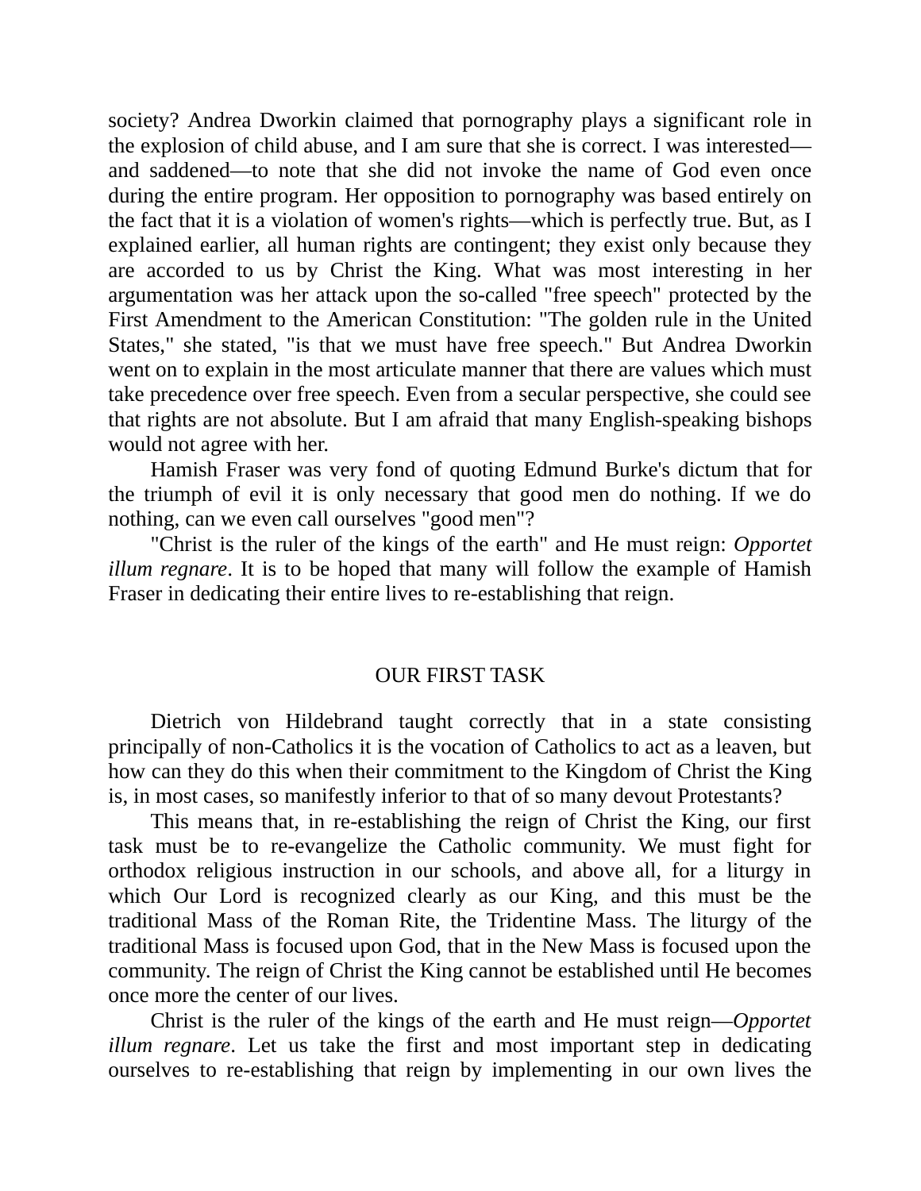society? Andrea Dworkin claimed that pornography plays a significant role in the explosion of child abuse, and I am sure that she is correct. I was interested—and saddened—to note that she did not invoke the name of God even once during the entire program. Her opposition to pornography was based entirely on the fact that it is a violation of women's rights—which is perfectly true. But, as I explained earlier, all human rights are contingent; they exist only because they are accorded to us by Christ the King. What was most interesting in her argumentation was her attack upon the so-called "free speech" protected by the First Amendment to the American Constitution: "The golden rule in the United States," she stated, "is that we must have free speech." But Andrea Dworkin went on to explain in the most articulate manner that there are values which must take precedence over free speech. Even from a secular perspective, she could see that rights are not absolute. But I am afraid that many English-speaking bishops would not agree with her.

Hamish Fraser was very fond of quoting Edmund Burke's dictum that for the triumph of evil it is only necessary that good men do nothing. If we do nothing, can we even call ourselves "good men"?

"Christ is the ruler of the kings of the earth" and He must reign: *Opportet illum regnare*. It is to be hoped that many will follow the example of Hamish Fraser in dedicating their entire lives to re-establishing that reign.

## OUR FIRST TASK

Dietrich von Hildebrand taught correctly that in a state consisting principally of non-Catholics it is the vocation of Catholics to act as a leaven, but how can they do this when their commitment to the Kingdom of Christ the King is, in most cases, so manifestly inferior to that of so many devout Protestants?

This means that, in re-establishing the reign of Christ the King, our first task must be to re-evangelize the Catholic community. We must fight for orthodox religious instruction in our schools, and above all, for a liturgy in which Our Lord is recognized clearly as our King, and this must be the traditional Mass of the Roman Rite, the Tridentine Mass. The liturgy of the traditional Mass is focused upon God, that in the New Mass is focused upon the community. The reign of Christ the King cannot be established until He becomes once more the center of our lives.

Christ is the ruler of the kings of the earth and He must reign—*Opportet illum regnare*. Let us take the first and most important step in dedicating ourselves to re-establishing that reign by implementing in our own lives the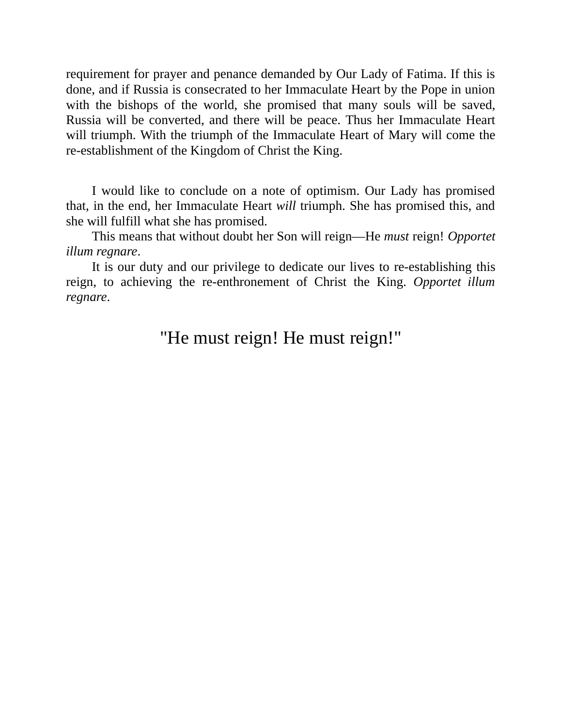requirement for prayer and penance demanded by Our Lady of Fatima. If this is done, and if Russia is consecrated to her Immaculate Heart by the Pope in union with the bishops of the world, she promised that many souls will be saved, Russia will be converted, and there will be peace. Thus her Immaculate Heart will triumph. With the triumph of the Immaculate Heart of Mary will come the re-establishment of the Kingdom of Christ the King.

I would like to conclude on a note of optimism. Our Lady has promised that, in the end, her Immaculate Heart *will* triumph. She has promised this, and she will fulfill what she has promised.

This means that without doubt her Son will reign—He *must* reign! *Opportet illum regnare*.

It is our duty and our privilege to dedicate our lives to re-establishing this reign, to achieving the re-enthronement of Christ the King. *Opportet illum regnare*.

"He must reign! He must reign!"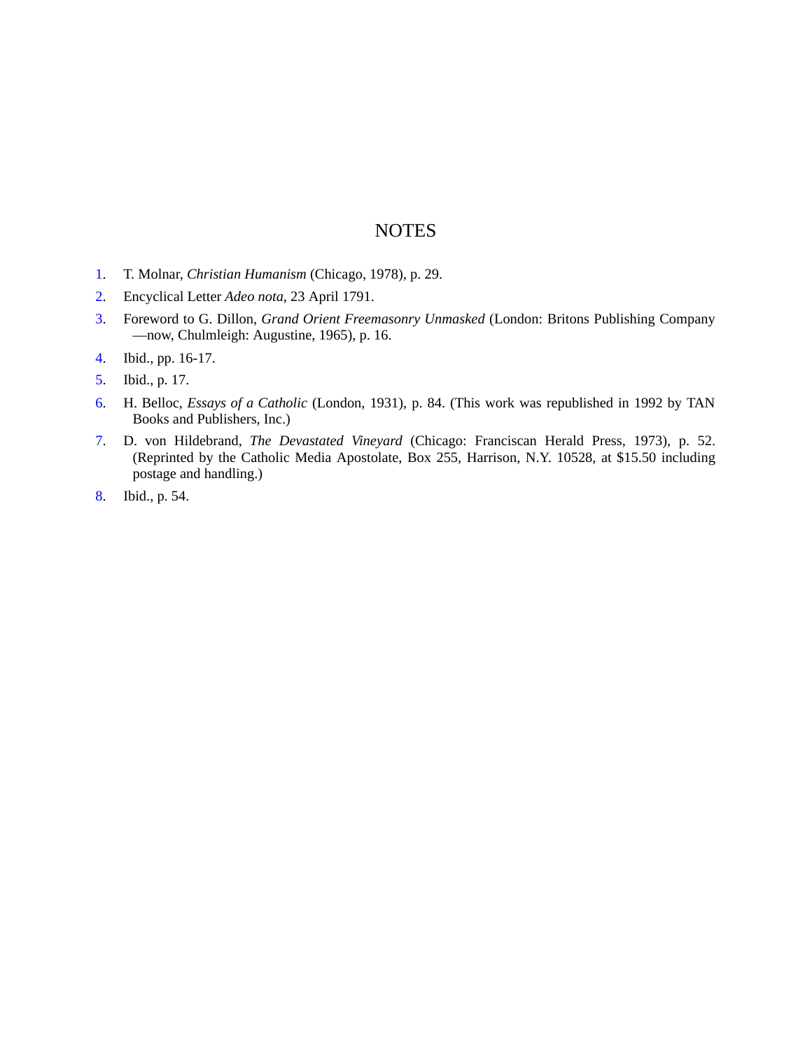## NOTES

1. T. Molnar, *Christian Humanism* (Chicago, 1978), p. 29.
2. Encyclical Letter *Adeo nota*, 23 April 1791.
3. Foreword to G. Dillon, *Grand Orient Freemasonry Unmasked* (London: Britons Publishing Company—now, Chulmleigh: Augustine, 1965), p. 16.
4. Ibid., pp. 16-17.
5. Ibid., p. 17.
6. H. Belloc, *Essays of a Catholic* (London, 1931), p. 84. (This work was republished in 1992 by TAN Books and Publishers, Inc.)
7. D. von Hildebrand, *The Devastated Vineyard* (Chicago: Franciscan Herald Press, 1973), p. 52. (Reprinted by the Catholic Media Apostolate, Box 255, Harrison, N.Y. 10528, at $15.50 including postage and handling.)
8. Ibid., p. 54.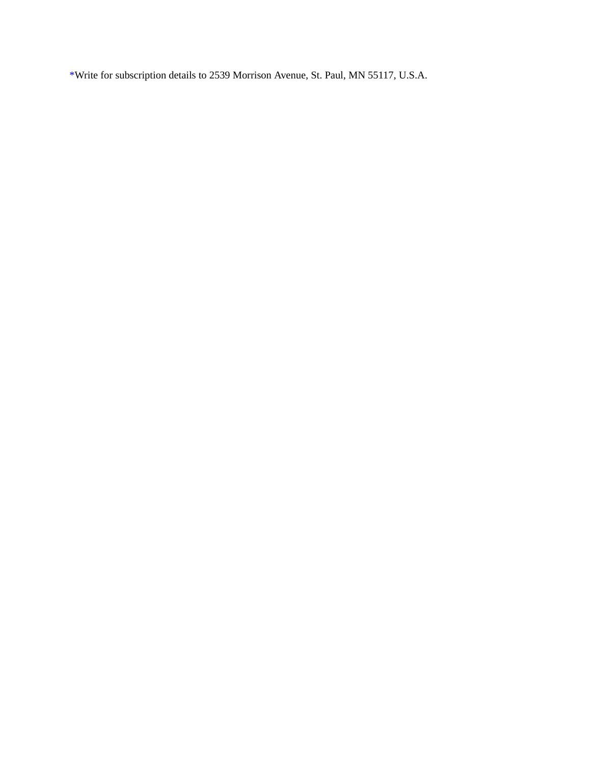*Write for subscription details to 2539 Morrison Avenue, St. Paul, MN 55117, U.S.A.